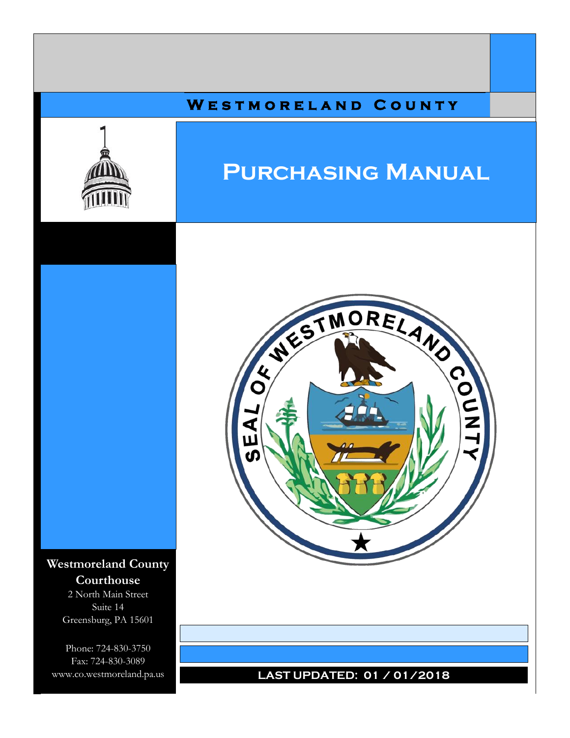# Westmoreland County

# Purchasing Manual

**Westmoreland County Courthouse**

2 North Main Street
Suite 14
Greensburg, PA 15601

Phone: 724-830-3750
Fax: 724-830-3089
www.co.westmoreland.pa.us

**LAST UPDATED: 01 / 01/2018**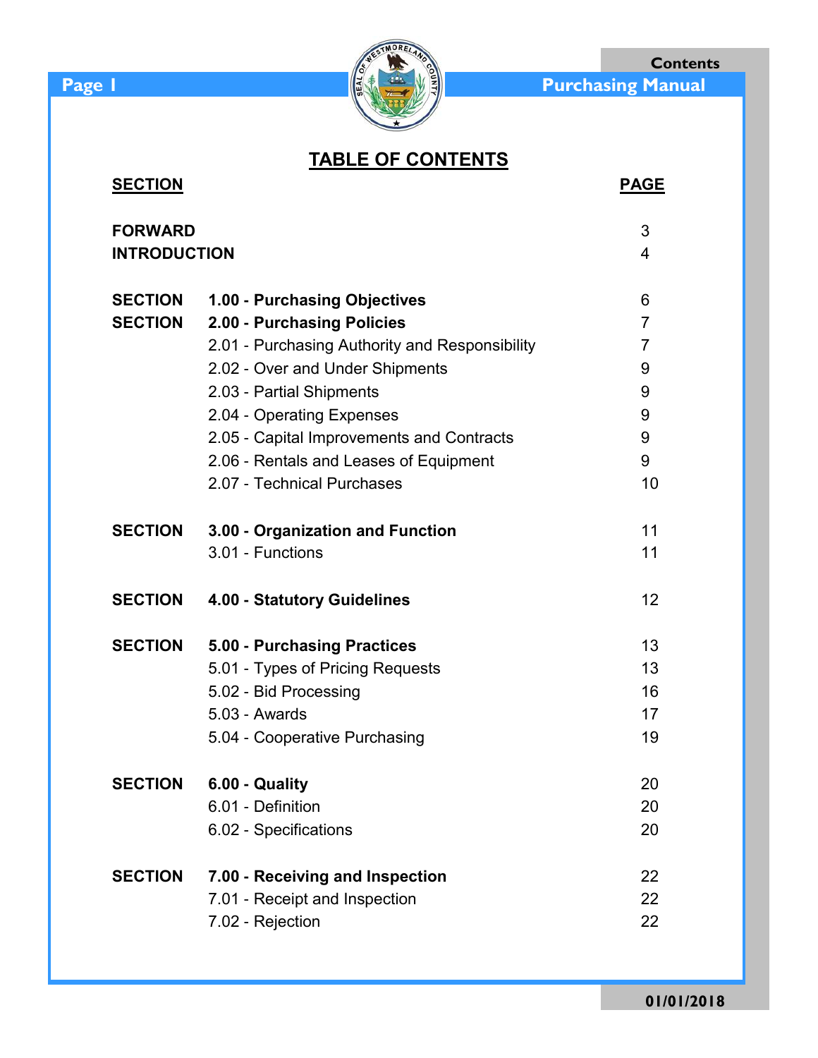# TABLE OF CONTENTS

| SECTION | | PAGE |
|---|---|---|
| **FORWARD** | | 3 |
| **INTRODUCTION** | | 4 |
| **SECTION** | **1.00 - Purchasing Objectives** | 6 |
| **SECTION** | **2.00 - Purchasing Policies** | 7 |
| | 2.01 - Purchasing Authority and Responsibility | 7 |
| | 2.02 - Over and Under Shipments | 9 |
| | 2.03 - Partial Shipments | 9 |
| | 2.04 - Operating Expenses | 9 |
| | 2.05 - Capital Improvements and Contracts | 9 |
| | 2.06 - Rentals and Leases of Equipment | 9 |
| | 2.07 - Technical Purchases | 10 |
| **SECTION** | **3.00 - Organization and Function** | 11 |
| | 3.01 - Functions | 11 |
| **SECTION** | **4.00 - Statutory Guidelines** | 12 |
| **SECTION** | **5.00 - Purchasing Practices** | 13 |
| | 5.01 - Types of Pricing Requests | 13 |
| | 5.02 - Bid Processing | 16 |
| | 5.03 - Awards | 17 |
| | 5.04 - Cooperative Purchasing | 19 |
| **SECTION** | **6.00 - Quality** | 20 |
| | 6.01 - Definition | 20 |
| | 6.02 - Specifications | 20 |
| **SECTION** | **7.00 - Receiving and Inspection** | 22 |
| | 7.01 - Receipt and Inspection | 22 |
| | 7.02 - Rejection | 22 |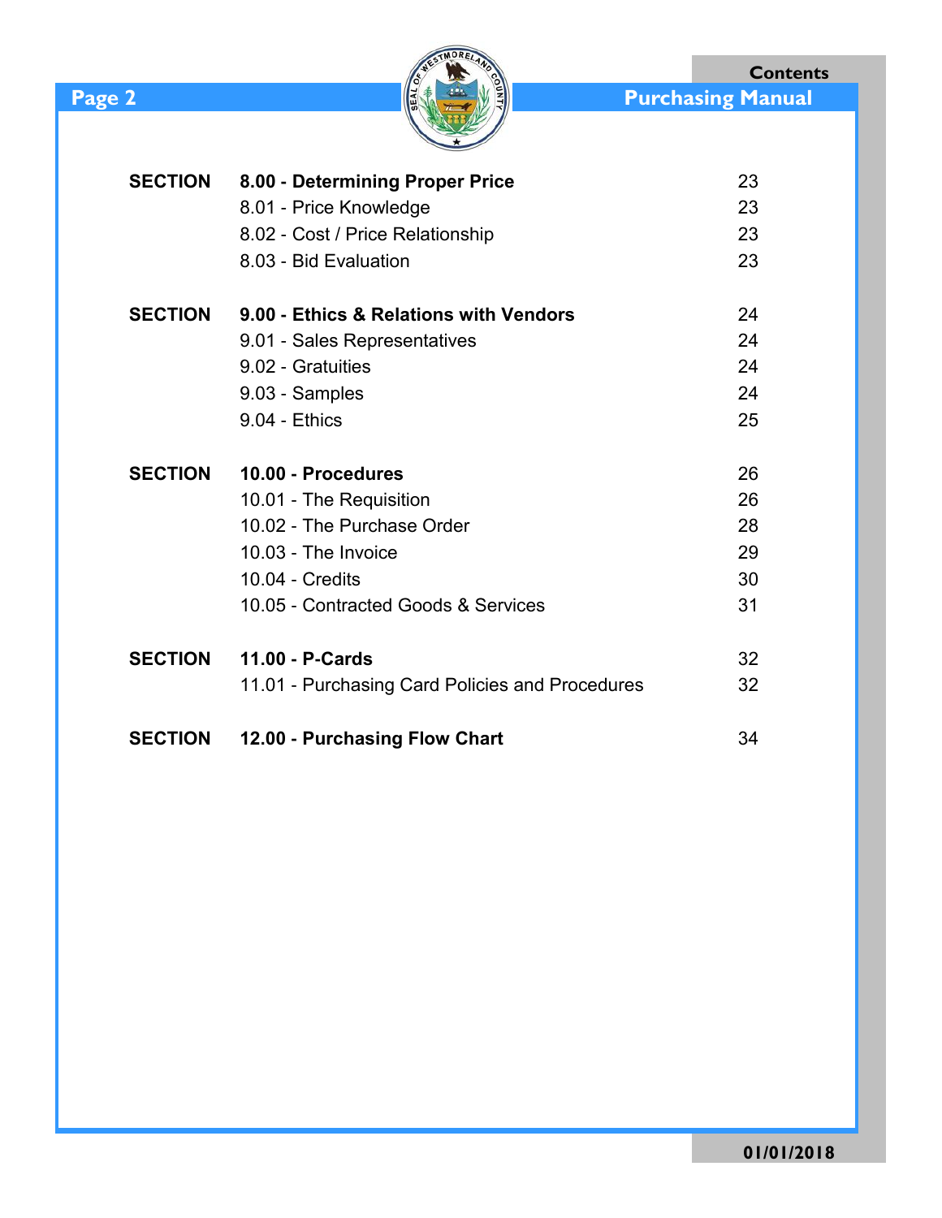| | | |
|---|---|---|
| **SECTION** | **8.00 - Determining Proper Price** | 23 |
| | 8.01 - Price Knowledge | 23 |
| | 8.02 - Cost / Price Relationship | 23 |
| | 8.03 - Bid Evaluation | 23 |
| **SECTION** | **9.00 - Ethics & Relations with Vendors** | 24 |
| | 9.01 - Sales Representatives | 24 |
| | 9.02 - Gratuities | 24 |
| | 9.03 - Samples | 24 |
| | 9.04 - Ethics | 25 |
| **SECTION** | **10.00 - Procedures** | 26 |
| | 10.01 - The Requisition | 26 |
| | 10.02 - The Purchase Order | 28 |
| | 10.03 - The Invoice | 29 |
| | 10.04 - Credits | 30 |
| | 10.05 - Contracted Goods & Services | 31 |
| **SECTION** | **11.00 - P-Cards** | 32 |
| | 11.01 - Purchasing Card Policies and Procedures | 32 |
| **SECTION** | **12.00 - Purchasing Flow Chart** | 34 |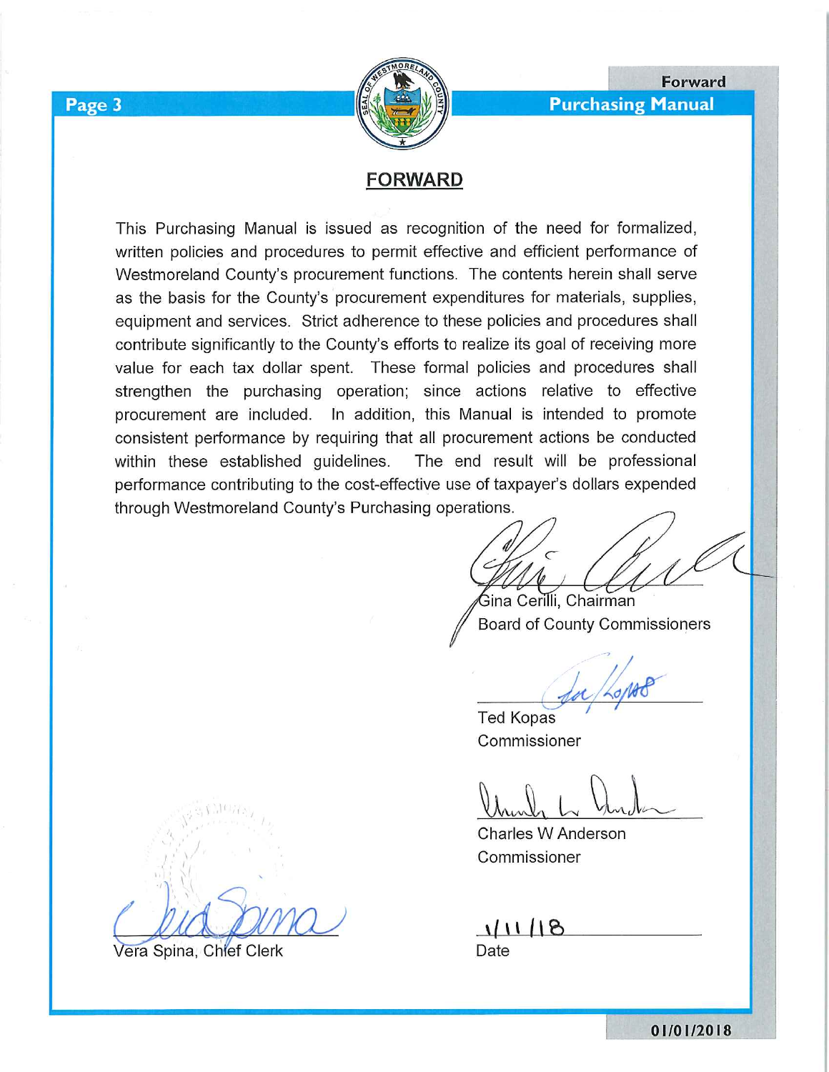# FORWARD

This Purchasing Manual is issued as recognition of the need for formalized, written policies and procedures to permit effective and efficient performance of Westmoreland County's procurement functions. The contents herein shall serve as the basis for the County's procurement expenditures for materials, supplies, equipment and services. Strict adherence to these policies and procedures shall contribute significantly to the County's efforts to realize its goal of receiving more value for each tax dollar spent. These formal policies and procedures shall strengthen the purchasing operation; since actions relative to effective procurement are included. In addition, this Manual is intended to promote consistent performance by requiring that all procurement actions be conducted within these established guidelines. The end result will be professional performance contributing to the cost-effective use of taxpayer's dollars expended through Westmoreland County's Purchasing operations.

Gina Cerilli, Chairman
Board of County Commissioners

Ted Kopas
Commissioner

Charles W Anderson
Commissioner

1/11/18
Date

Vera Spina, Chief Clerk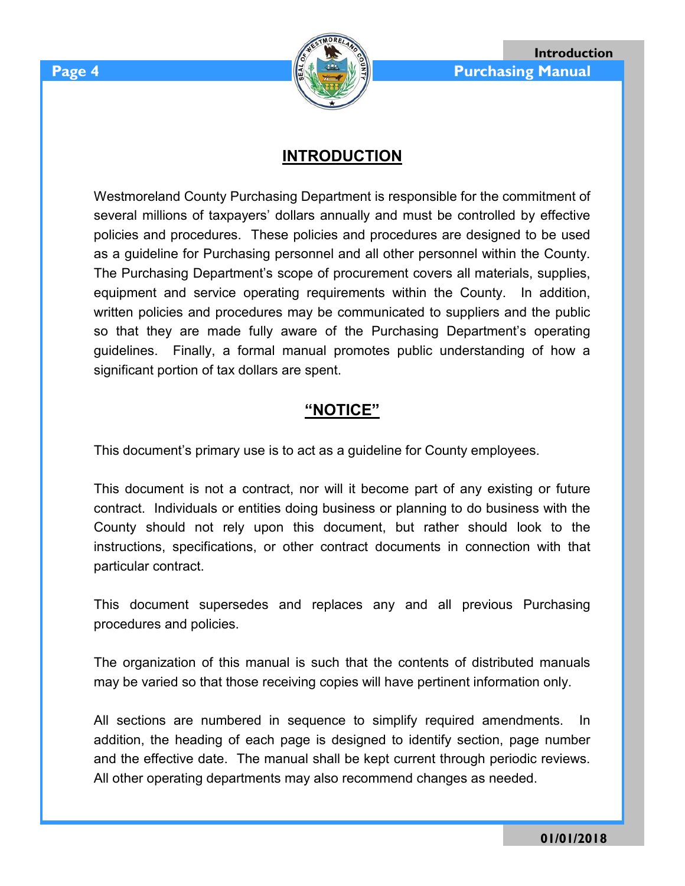## INTRODUCTION

Westmoreland County Purchasing Department is responsible for the commitment of several millions of taxpayers' dollars annually and must be controlled by effective policies and procedures. These policies and procedures are designed to be used as a guideline for Purchasing personnel and all other personnel within the County. The Purchasing Department's scope of procurement covers all materials, supplies, equipment and service operating requirements within the County. In addition, written policies and procedures may be communicated to suppliers and the public so that they are made fully aware of the Purchasing Department's operating guidelines. Finally, a formal manual promotes public understanding of how a significant portion of tax dollars are spent.

## "NOTICE"

This document's primary use is to act as a guideline for County employees.

This document is not a contract, nor will it become part of any existing or future contract. Individuals or entities doing business or planning to do business with the County should not rely upon this document, but rather should look to the instructions, specifications, or other contract documents in connection with that particular contract.

This document supersedes and replaces any and all previous Purchasing procedures and policies.

The organization of this manual is such that the contents of distributed manuals may be varied so that those receiving copies will have pertinent information only.

All sections are numbered in sequence to simplify required amendments. In addition, the heading of each page is designed to identify section, page number and the effective date. The manual shall be kept current through periodic reviews. All other operating departments may also recommend changes as needed.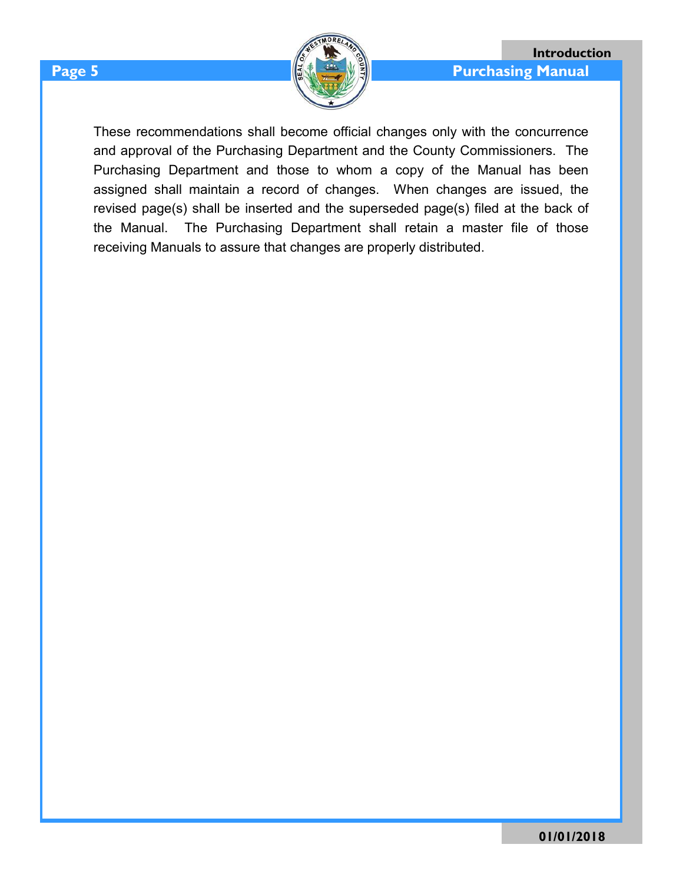These recommendations shall become official changes only with the concurrence and approval of the Purchasing Department and the County Commissioners. The Purchasing Department and those to whom a copy of the Manual has been assigned shall maintain a record of changes. When changes are issued, the revised page(s) shall be inserted and the superseded page(s) filed at the back of the Manual. The Purchasing Department shall retain a master file of those receiving Manuals to assure that changes are properly distributed.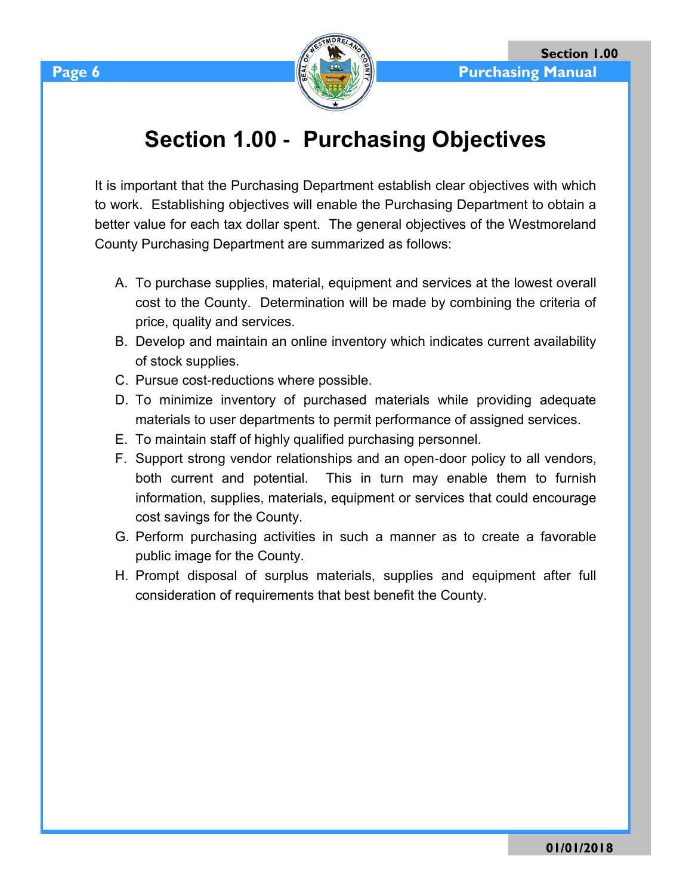# Section 1.00 - Purchasing Objectives

It is important that the Purchasing Department establish clear objectives with which to work. Establishing objectives will enable the Purchasing Department to obtain a better value for each tax dollar spent. The general objectives of the Westmoreland County Purchasing Department are summarized as follows:

A. To purchase supplies, material, equipment and services at the lowest overall cost to the County. Determination will be made by combining the criteria of price, quality and services.
B. Develop and maintain an online inventory which indicates current availability of stock supplies.
C. Pursue cost-reductions where possible.
D. To minimize inventory of purchased materials while providing adequate materials to user departments to permit performance of assigned services.
E. To maintain staff of highly qualified purchasing personnel.
F. Support strong vendor relationships and an open-door policy to all vendors, both current and potential. This in turn may enable them to furnish information, supplies, materials, equipment or services that could encourage cost savings for the County.
G. Perform purchasing activities in such a manner as to create a favorable public image for the County.
H. Prompt disposal of surplus materials, supplies and equipment after full consideration of requirements that best benefit the County.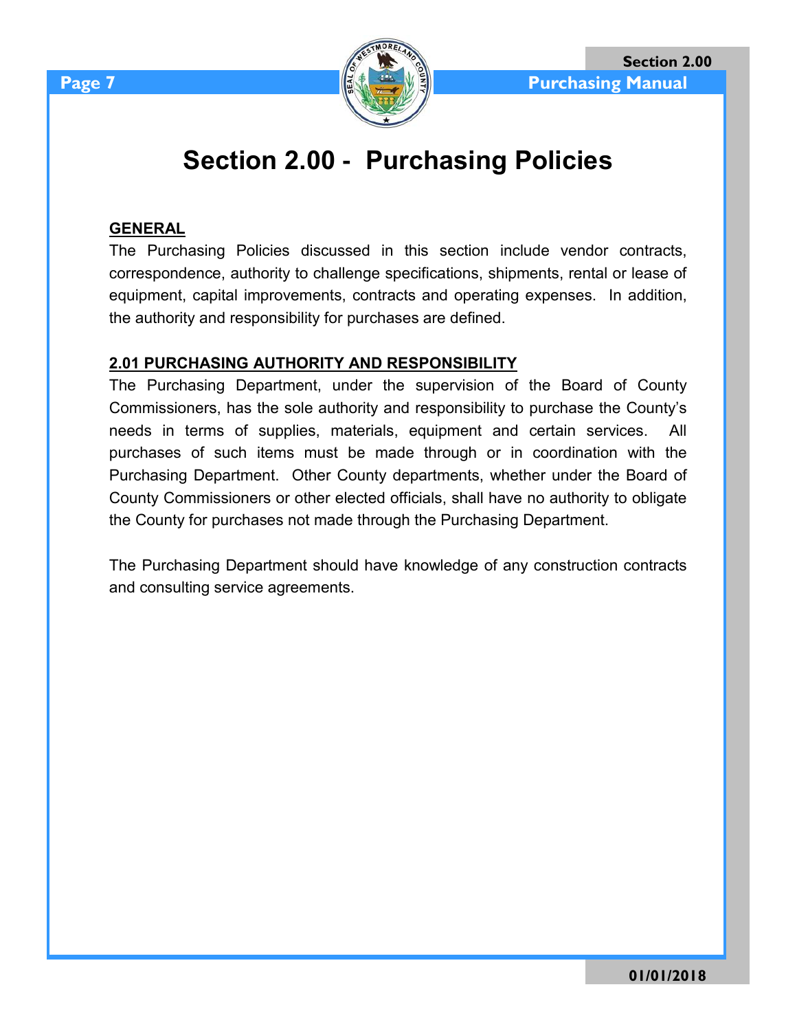# Section 2.00 - Purchasing Policies

**GENERAL**

The Purchasing Policies discussed in this section include vendor contracts, correspondence, authority to challenge specifications, shipments, rental or lease of equipment, capital improvements, contracts and operating expenses. In addition, the authority and responsibility for purchases are defined.

**2.01 PURCHASING AUTHORITY AND RESPONSIBILITY**

The Purchasing Department, under the supervision of the Board of County Commissioners, has the sole authority and responsibility to purchase the County's needs in terms of supplies, materials, equipment and certain services. All purchases of such items must be made through or in coordination with the Purchasing Department. Other County departments, whether under the Board of County Commissioners or other elected officials, shall have no authority to obligate the County for purchases not made through the Purchasing Department.

The Purchasing Department should have knowledge of any construction contracts and consulting service agreements.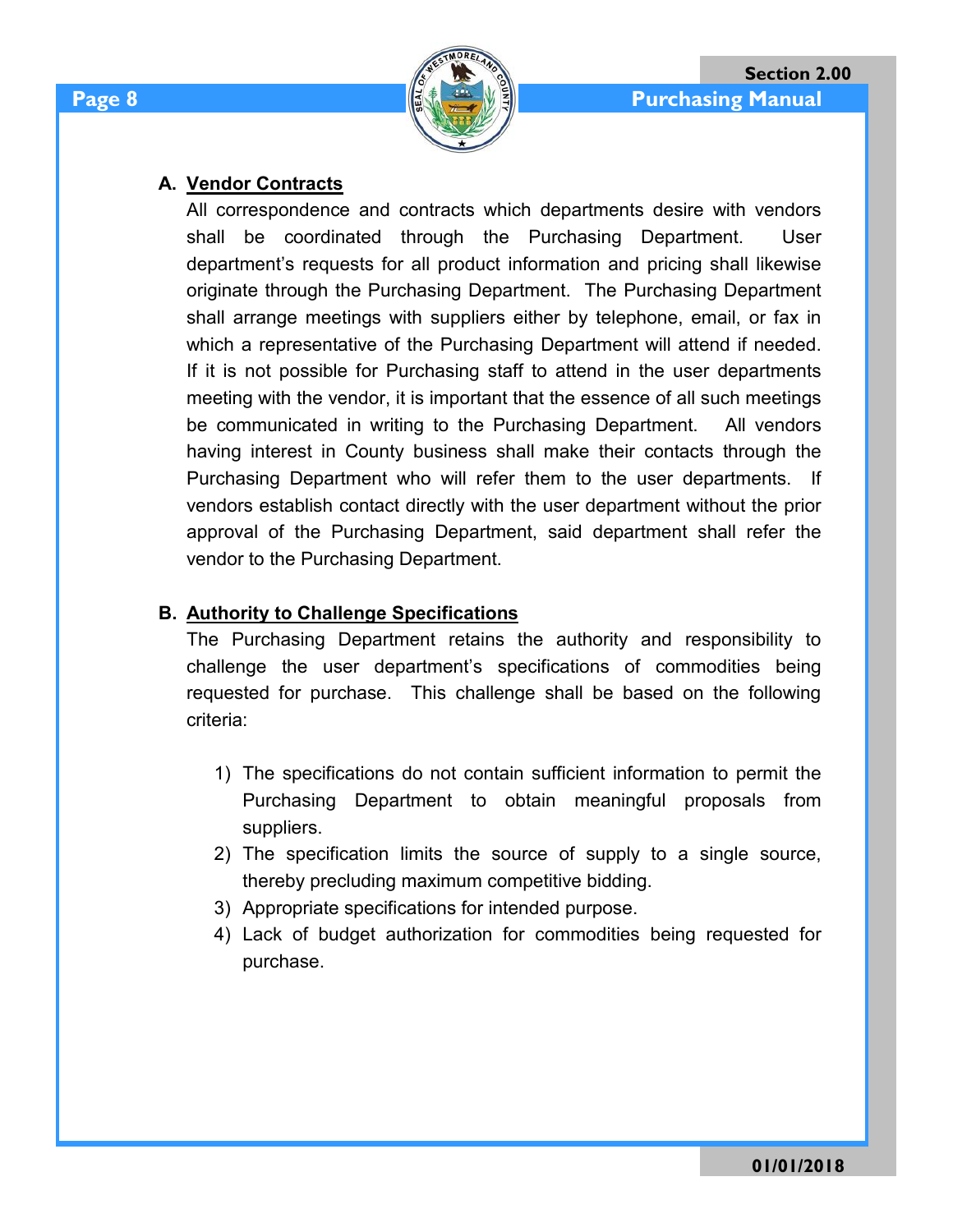**A. Vendor Contracts**

All correspondence and contracts which departments desire with vendors shall be coordinated through the Purchasing Department. User department's requests for all product information and pricing shall likewise originate through the Purchasing Department. The Purchasing Department shall arrange meetings with suppliers either by telephone, email, or fax in which a representative of the Purchasing Department will attend if needed. If it is not possible for Purchasing staff to attend in the user departments meeting with the vendor, it is important that the essence of all such meetings be communicated in writing to the Purchasing Department. All vendors having interest in County business shall make their contacts through the Purchasing Department who will refer them to the user departments. If vendors establish contact directly with the user department without the prior approval of the Purchasing Department, said department shall refer the vendor to the Purchasing Department.

**B. Authority to Challenge Specifications**

The Purchasing Department retains the authority and responsibility to challenge the user department's specifications of commodities being requested for purchase. This challenge shall be based on the following criteria:

1) The specifications do not contain sufficient information to permit the Purchasing Department to obtain meaningful proposals from suppliers.
2) The specification limits the source of supply to a single source, thereby precluding maximum competitive bidding.
3) Appropriate specifications for intended purpose.
4) Lack of budget authorization for commodities being requested for purchase.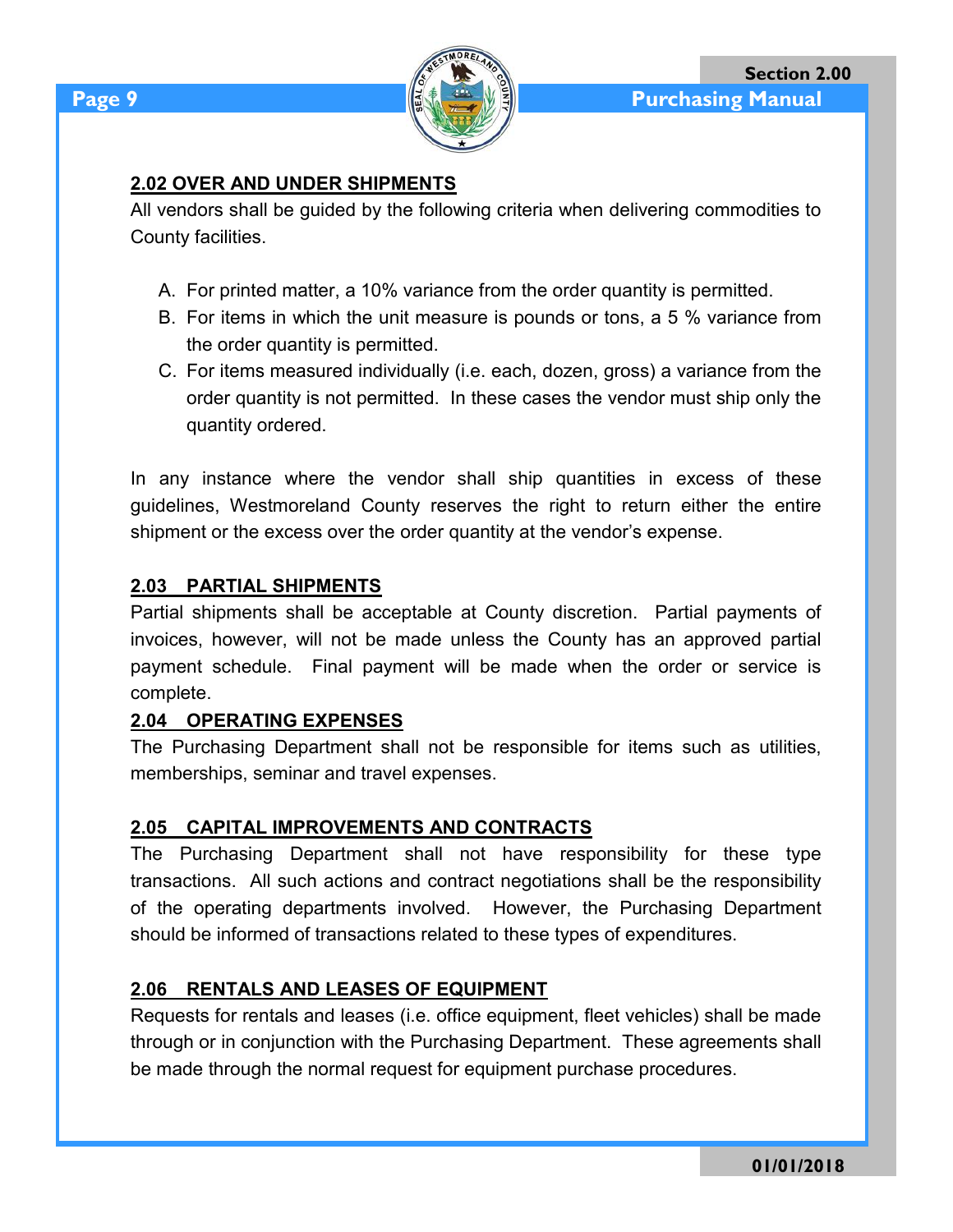## 2.02 OVER AND UNDER SHIPMENTS

All vendors shall be guided by the following criteria when delivering commodities to County facilities.

A. For printed matter, a 10% variance from the order quantity is permitted.
B. For items in which the unit measure is pounds or tons, a 5 % variance from the order quantity is permitted.
C. For items measured individually (i.e. each, dozen, gross) a variance from the order quantity is not permitted. In these cases the vendor must ship only the quantity ordered.

In any instance where the vendor shall ship quantities in excess of these guidelines, Westmoreland County reserves the right to return either the entire shipment or the excess over the order quantity at the vendor's expense.

## 2.03 PARTIAL SHIPMENTS

Partial shipments shall be acceptable at County discretion. Partial payments of invoices, however, will not be made unless the County has an approved partial payment schedule. Final payment will be made when the order or service is complete.

## 2.04 OPERATING EXPENSES

The Purchasing Department shall not be responsible for items such as utilities, memberships, seminar and travel expenses.

## 2.05 CAPITAL IMPROVEMENTS AND CONTRACTS

The Purchasing Department shall not have responsibility for these type transactions. All such actions and contract negotiations shall be the responsibility of the operating departments involved. However, the Purchasing Department should be informed of transactions related to these types of expenditures.

## 2.06 RENTALS AND LEASES OF EQUIPMENT

Requests for rentals and leases (i.e. office equipment, fleet vehicles) shall be made through or in conjunction with the Purchasing Department. These agreements shall be made through the normal request for equipment purchase procedures.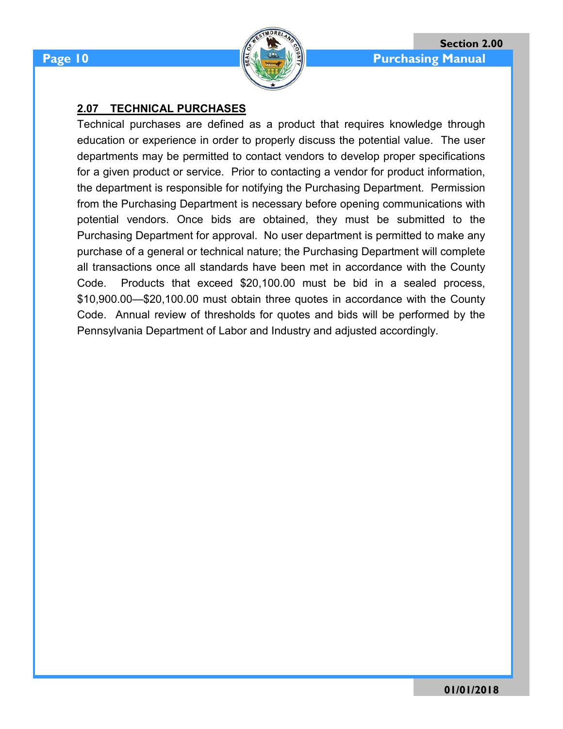## 2.07 TECHNICAL PURCHASES

Technical purchases are defined as a product that requires knowledge through education or experience in order to properly discuss the potential value. The user departments may be permitted to contact vendors to develop proper specifications for a given product or service. Prior to contacting a vendor for product information, the department is responsible for notifying the Purchasing Department. Permission from the Purchasing Department is necessary before opening communications with potential vendors. Once bids are obtained, they must be submitted to the Purchasing Department for approval. No user department is permitted to make any purchase of a general or technical nature; the Purchasing Department will complete all transactions once all standards have been met in accordance with the County Code. Products that exceed $20,100.00 must be bid in a sealed process, $10,900.00—$20,100.00 must obtain three quotes in accordance with the County Code. Annual review of thresholds for quotes and bids will be performed by the Pennsylvania Department of Labor and Industry and adjusted accordingly.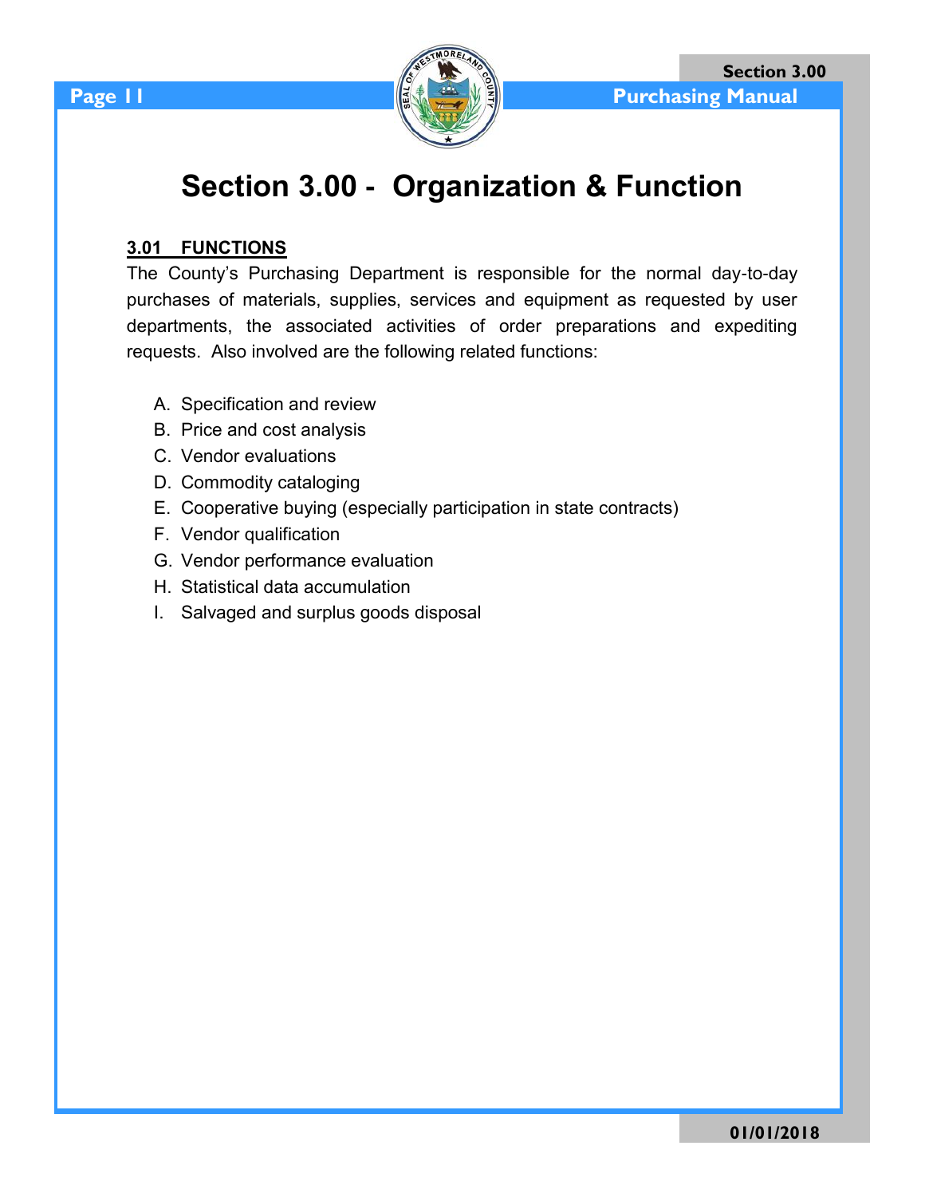# Section 3.00 - Organization & Function

## 3.01 FUNCTIONS

The County's Purchasing Department is responsible for the normal day-to-day purchases of materials, supplies, services and equipment as requested by user departments, the associated activities of order preparations and expediting requests. Also involved are the following related functions:

A. Specification and review
B. Price and cost analysis
C. Vendor evaluations
D. Commodity cataloging
E. Cooperative buying (especially participation in state contracts)
F. Vendor qualification
G. Vendor performance evaluation
H. Statistical data accumulation
I. Salvaged and surplus goods disposal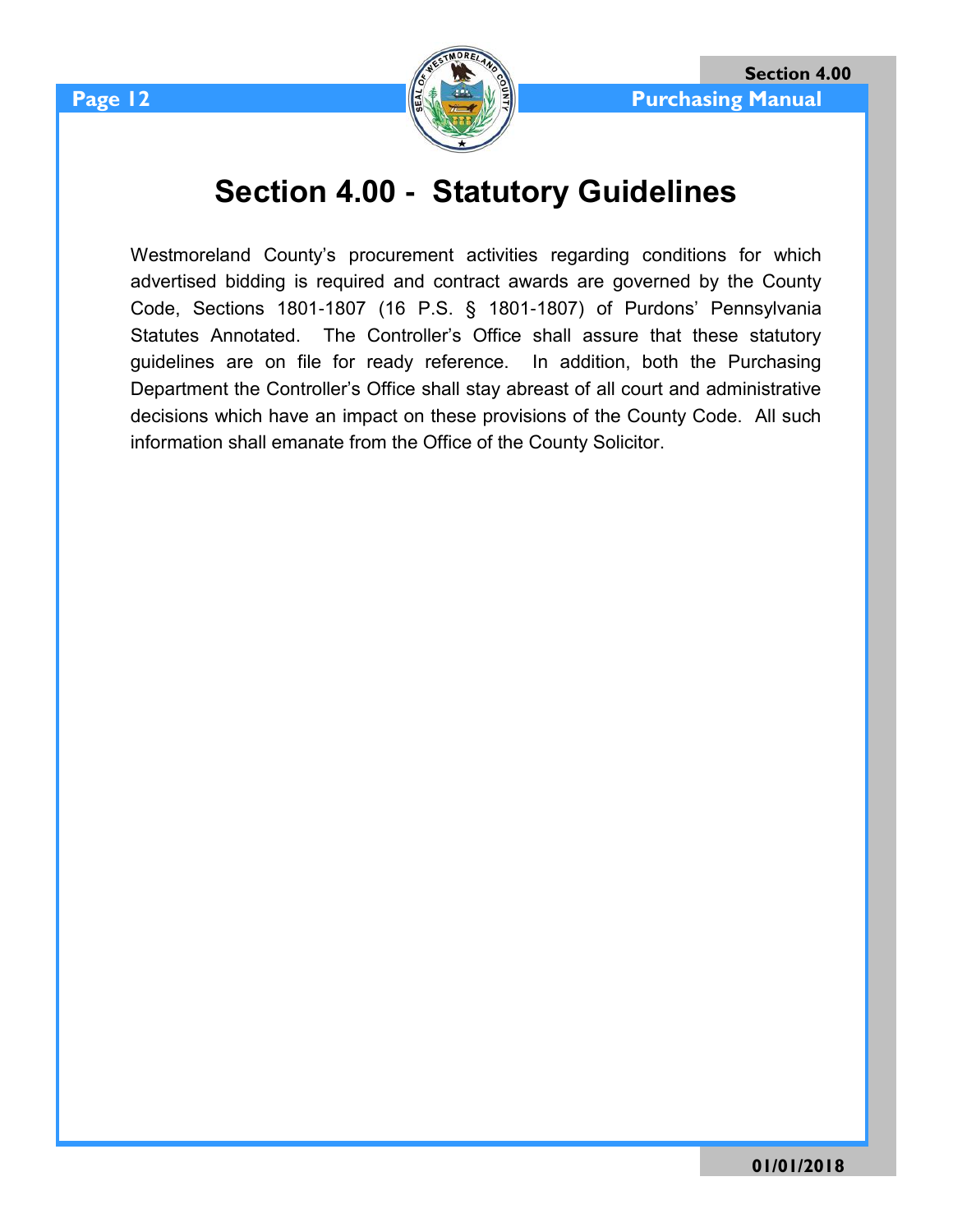# Section 4.00 - Statutory Guidelines

Westmoreland County's procurement activities regarding conditions for which advertised bidding is required and contract awards are governed by the County Code, Sections 1801-1807 (16 P.S. § 1801-1807) of Purdons' Pennsylvania Statutes Annotated. The Controller's Office shall assure that these statutory guidelines are on file for ready reference. In addition, both the Purchasing Department the Controller's Office shall stay abreast of all court and administrative decisions which have an impact on these provisions of the County Code. All such information shall emanate from the Office of the County Solicitor.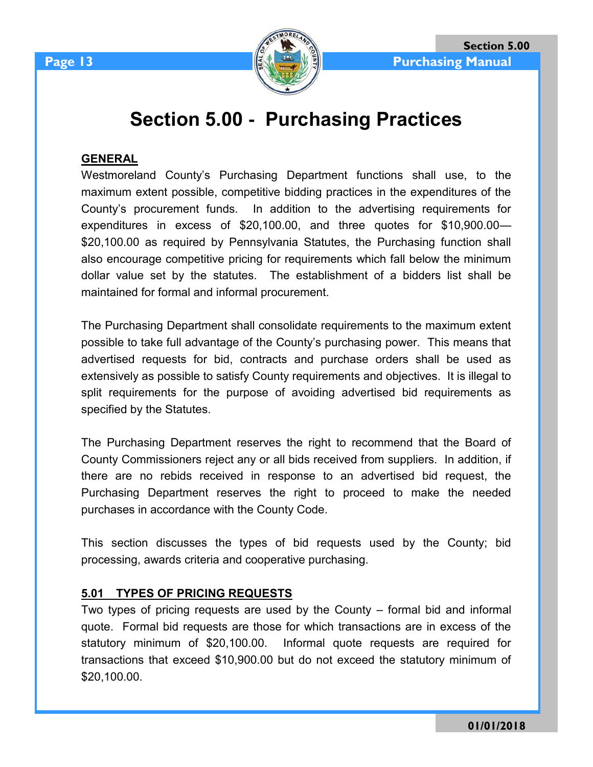# Section 5.00 - Purchasing Practices

## GENERAL

Westmoreland County's Purchasing Department functions shall use, to the maximum extent possible, competitive bidding practices in the expenditures of the County's procurement funds. In addition to the advertising requirements for expenditures in excess of $20,100.00, and three quotes for $10,900.00—$20,100.00 as required by Pennsylvania Statutes, the Purchasing function shall also encourage competitive pricing for requirements which fall below the minimum dollar value set by the statutes. The establishment of a bidders list shall be maintained for formal and informal procurement.

The Purchasing Department shall consolidate requirements to the maximum extent possible to take full advantage of the County's purchasing power. This means that advertised requests for bid, contracts and purchase orders shall be used as extensively as possible to satisfy County requirements and objectives. It is illegal to split requirements for the purpose of avoiding advertised bid requirements as specified by the Statutes.

The Purchasing Department reserves the right to recommend that the Board of County Commissioners reject any or all bids received from suppliers. In addition, if there are no rebids received in response to an advertised bid request, the Purchasing Department reserves the right to proceed to make the needed purchases in accordance with the County Code.

This section discusses the types of bid requests used by the County; bid processing, awards criteria and cooperative purchasing.

## 5.01 TYPES OF PRICING REQUESTS

Two types of pricing requests are used by the County – formal bid and informal quote. Formal bid requests are those for which transactions are in excess of the statutory minimum of $20,100.00. Informal quote requests are required for transactions that exceed $10,900.00 but do not exceed the statutory minimum of $20,100.00.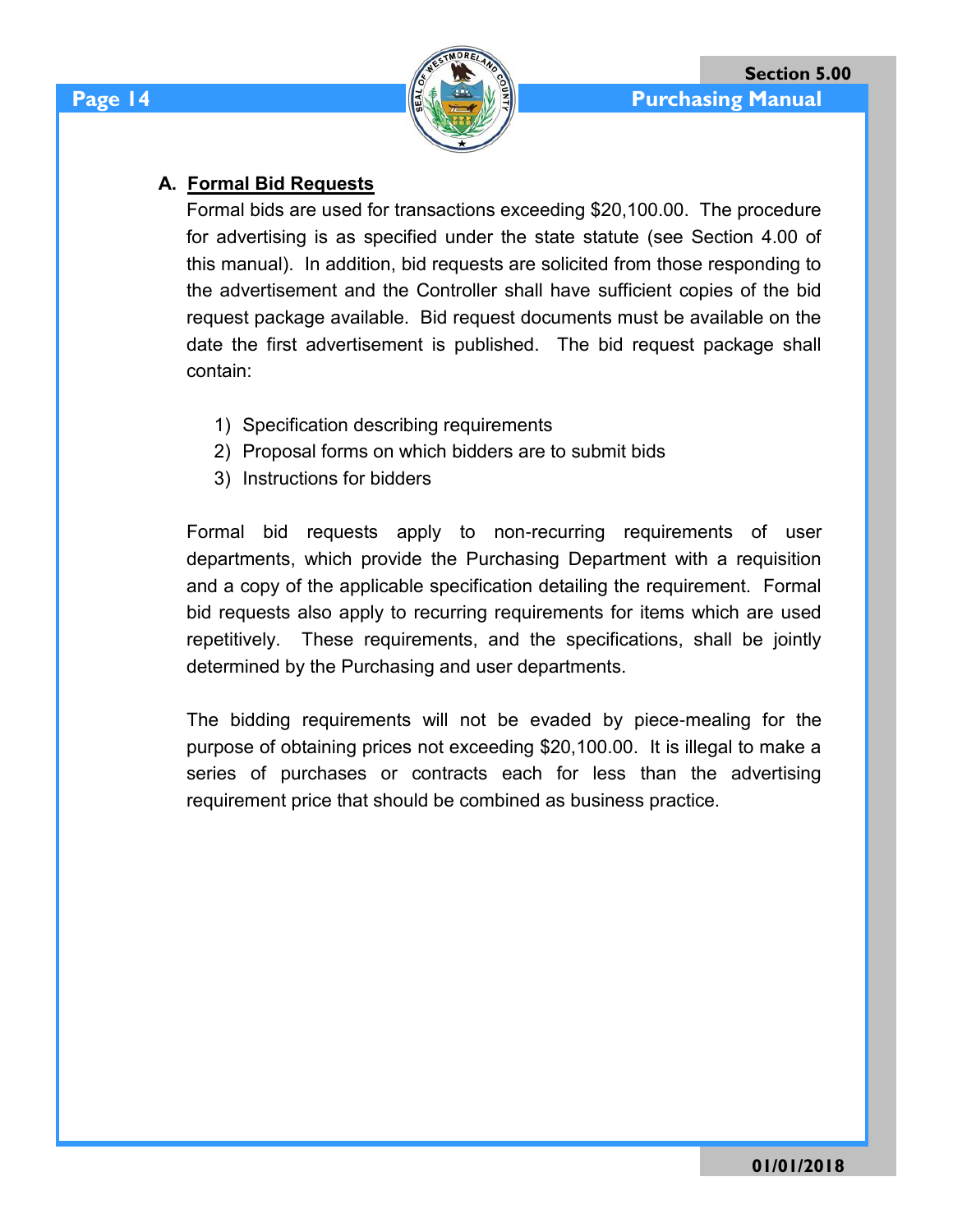### A. Formal Bid Requests

Formal bids are used for transactions exceeding $20,100.00. The procedure for advertising is as specified under the state statute (see Section 4.00 of this manual). In addition, bid requests are solicited from those responding to the advertisement and the Controller shall have sufficient copies of the bid request package available. Bid request documents must be available on the date the first advertisement is published. The bid request package shall contain:

1) Specification describing requirements
2) Proposal forms on which bidders are to submit bids
3) Instructions for bidders

Formal bid requests apply to non-recurring requirements of user departments, which provide the Purchasing Department with a requisition and a copy of the applicable specification detailing the requirement. Formal bid requests also apply to recurring requirements for items which are used repetitively. These requirements, and the specifications, shall be jointly determined by the Purchasing and user departments.

The bidding requirements will not be evaded by piece-mealing for the purpose of obtaining prices not exceeding $20,100.00. It is illegal to make a series of purchases or contracts each for less than the advertising requirement price that should be combined as business practice.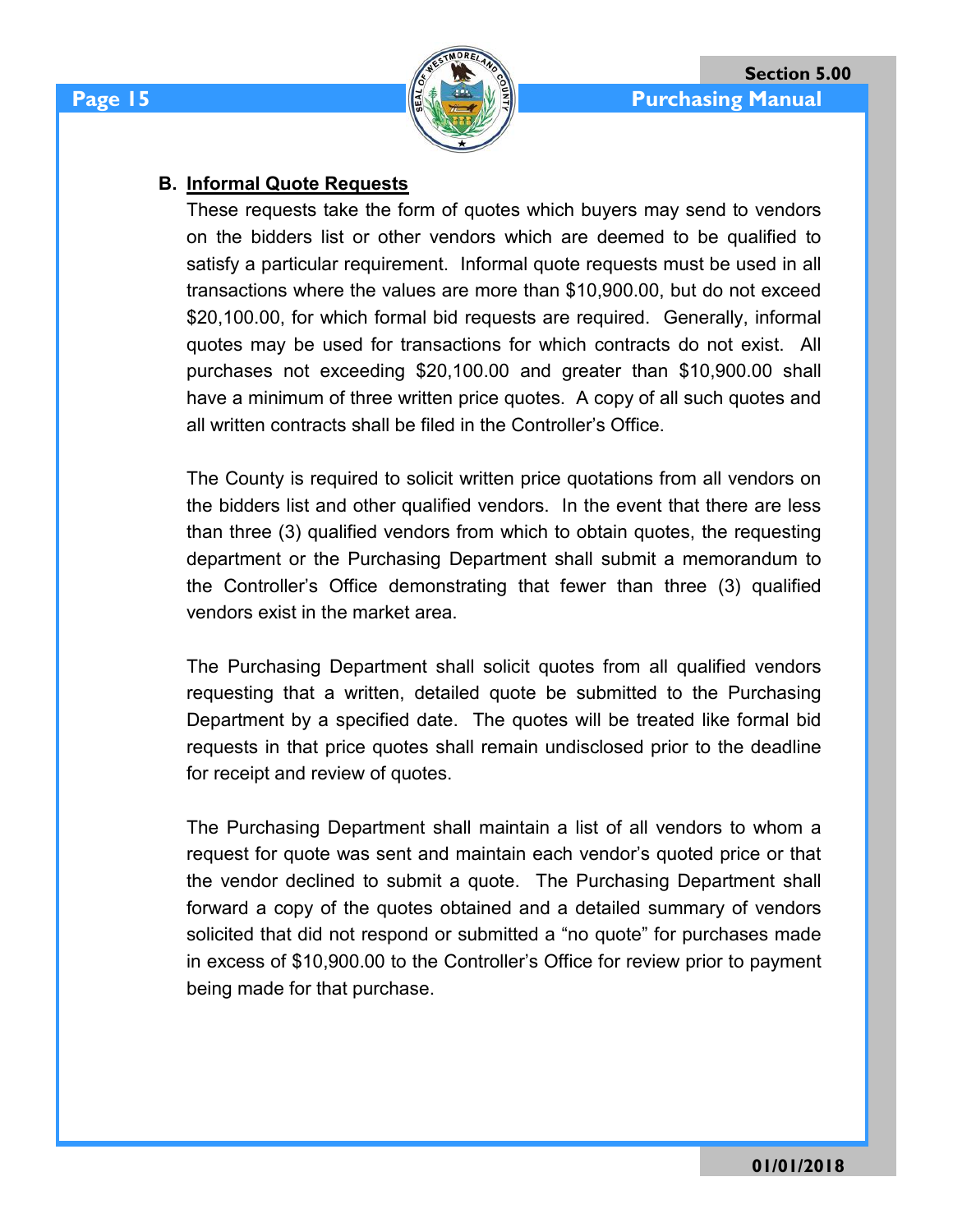**B. <u>Informal Quote Requests</u>**

These requests take the form of quotes which buyers may send to vendors on the bidders list or other vendors which are deemed to be qualified to satisfy a particular requirement. Informal quote requests must be used in all transactions where the values are more than $10,900.00, but do not exceed $20,100.00, for which formal bid requests are required. Generally, informal quotes may be used for transactions for which contracts do not exist. All purchases not exceeding $20,100.00 and greater than $10,900.00 shall have a minimum of three written price quotes. A copy of all such quotes and all written contracts shall be filed in the Controller's Office.

The County is required to solicit written price quotations from all vendors on the bidders list and other qualified vendors. In the event that there are less than three (3) qualified vendors from which to obtain quotes, the requesting department or the Purchasing Department shall submit a memorandum to the Controller's Office demonstrating that fewer than three (3) qualified vendors exist in the market area.

The Purchasing Department shall solicit quotes from all qualified vendors requesting that a written, detailed quote be submitted to the Purchasing Department by a specified date. The quotes will be treated like formal bid requests in that price quotes shall remain undisclosed prior to the deadline for receipt and review of quotes.

The Purchasing Department shall maintain a list of all vendors to whom a request for quote was sent and maintain each vendor's quoted price or that the vendor declined to submit a quote. The Purchasing Department shall forward a copy of the quotes obtained and a detailed summary of vendors solicited that did not respond or submitted a "no quote" for purchases made in excess of $10,900.00 to the Controller's Office for review prior to payment being made for that purchase.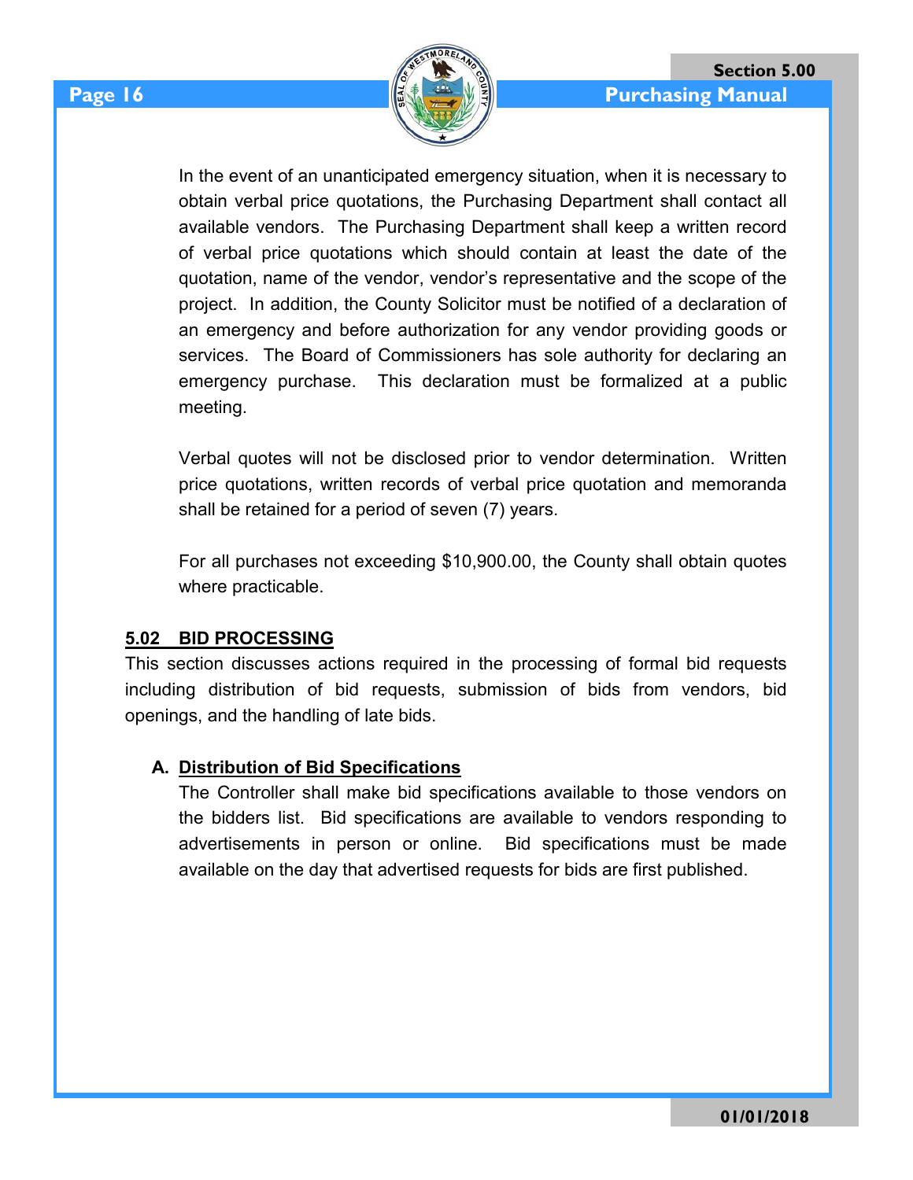In the event of an unanticipated emergency situation, when it is necessary to obtain verbal price quotations, the Purchasing Department shall contact all available vendors. The Purchasing Department shall keep a written record of verbal price quotations which should contain at least the date of the quotation, name of the vendor, vendor's representative and the scope of the project. In addition, the County Solicitor must be notified of a declaration of an emergency and before authorization for any vendor providing goods or services. The Board of Commissioners has sole authority for declaring an emergency purchase. This declaration must be formalized at a public meeting.

Verbal quotes will not be disclosed prior to vendor determination. Written price quotations, written records of verbal price quotation and memoranda shall be retained for a period of seven (7) years.

For all purchases not exceeding $10,900.00, the County shall obtain quotes where practicable.

## 5.02 BID PROCESSING

This section discusses actions required in the processing of formal bid requests including distribution of bid requests, submission of bids from vendors, bid openings, and the handling of late bids.

### A. Distribution of Bid Specifications

The Controller shall make bid specifications available to those vendors on the bidders list. Bid specifications are available to vendors responding to advertisements in person or online. Bid specifications must be made available on the day that advertised requests for bids are first published.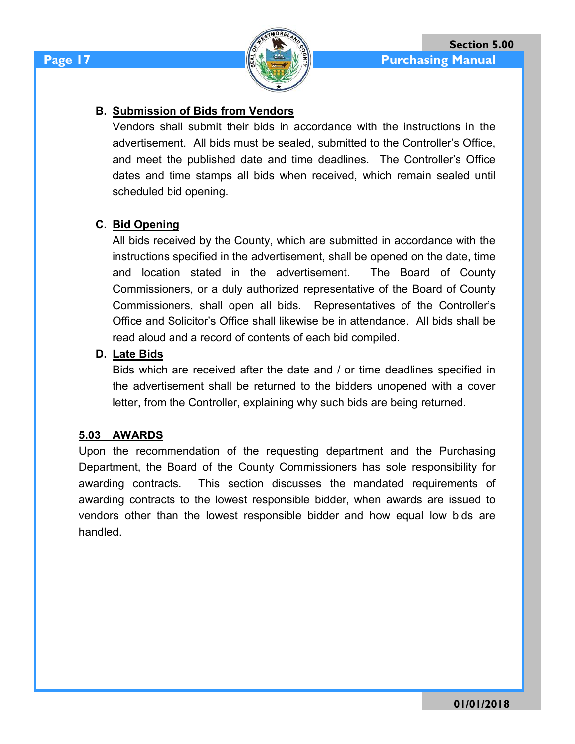**B. <u>Submission of Bids from Vendors</u>**

Vendors shall submit their bids in accordance with the instructions in the advertisement. All bids must be sealed, submitted to the Controller's Office, and meet the published date and time deadlines. The Controller's Office dates and time stamps all bids when received, which remain sealed until scheduled bid opening.

**C. <u>Bid Opening</u>**

All bids received by the County, which are submitted in accordance with the instructions specified in the advertisement, shall be opened on the date, time and location stated in the advertisement. The Board of County Commissioners, or a duly authorized representative of the Board of County Commissioners, shall open all bids. Representatives of the Controller's Office and Solicitor's Office shall likewise be in attendance. All bids shall be read aloud and a record of contents of each bid compiled.

**D. <u>Late Bids</u>**

Bids which are received after the date and / or time deadlines specified in the advertisement shall be returned to the bidders unopened with a cover letter, from the Controller, explaining why such bids are being returned.

## 5.03 AWARDS

Upon the recommendation of the requesting department and the Purchasing Department, the Board of the County Commissioners has sole responsibility for awarding contracts. This section discusses the mandated requirements of awarding contracts to the lowest responsible bidder, when awards are issued to vendors other than the lowest responsible bidder and how equal low bids are handled.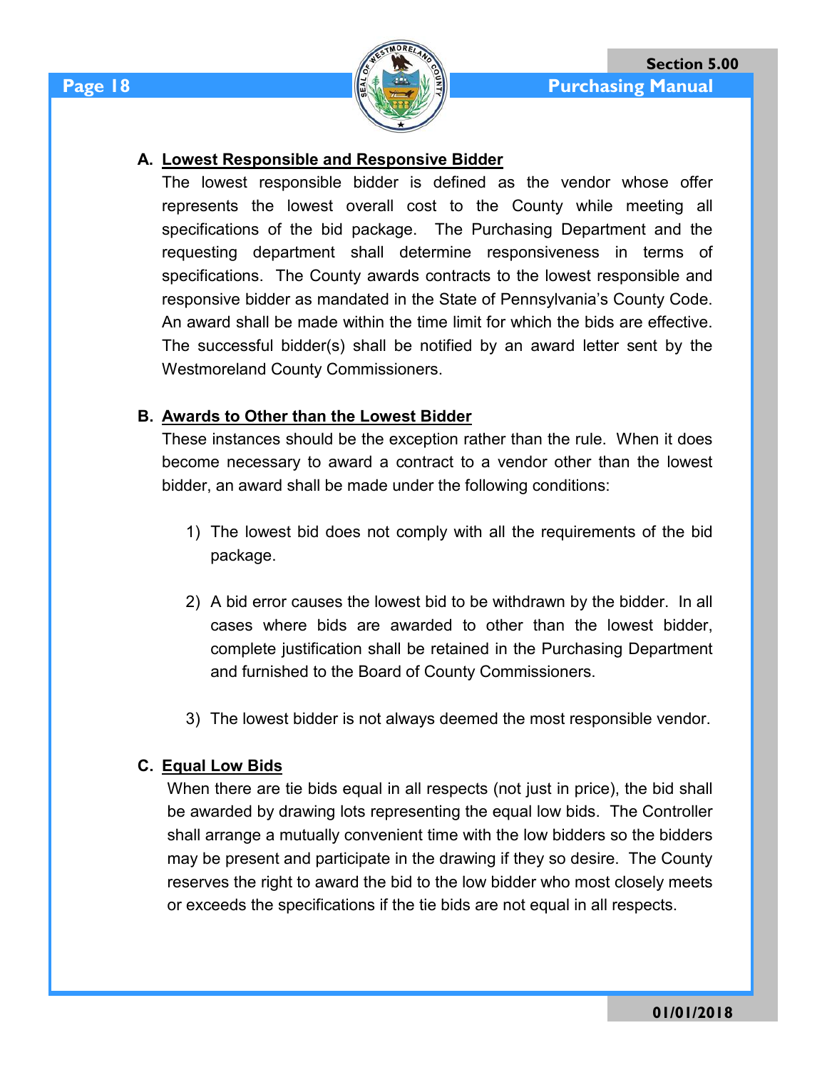**A. Lowest Responsible and Responsive Bidder**

The lowest responsible bidder is defined as the vendor whose offer represents the lowest overall cost to the County while meeting all specifications of the bid package. The Purchasing Department and the requesting department shall determine responsiveness in terms of specifications. The County awards contracts to the lowest responsible and responsive bidder as mandated in the State of Pennsylvania's County Code. An award shall be made within the time limit for which the bids are effective. The successful bidder(s) shall be notified by an award letter sent by the Westmoreland County Commissioners.

**B. Awards to Other than the Lowest Bidder**

These instances should be the exception rather than the rule. When it does become necessary to award a contract to a vendor other than the lowest bidder, an award shall be made under the following conditions:

1) The lowest bid does not comply with all the requirements of the bid package.

2) A bid error causes the lowest bid to be withdrawn by the bidder. In all cases where bids are awarded to other than the lowest bidder, complete justification shall be retained in the Purchasing Department and furnished to the Board of County Commissioners.

3) The lowest bidder is not always deemed the most responsible vendor.

**C. Equal Low Bids**

When there are tie bids equal in all respects (not just in price), the bid shall be awarded by drawing lots representing the equal low bids. The Controller shall arrange a mutually convenient time with the low bidders so the bidders may be present and participate in the drawing if they so desire. The County reserves the right to award the bid to the low bidder who most closely meets or exceeds the specifications if the tie bids are not equal in all respects.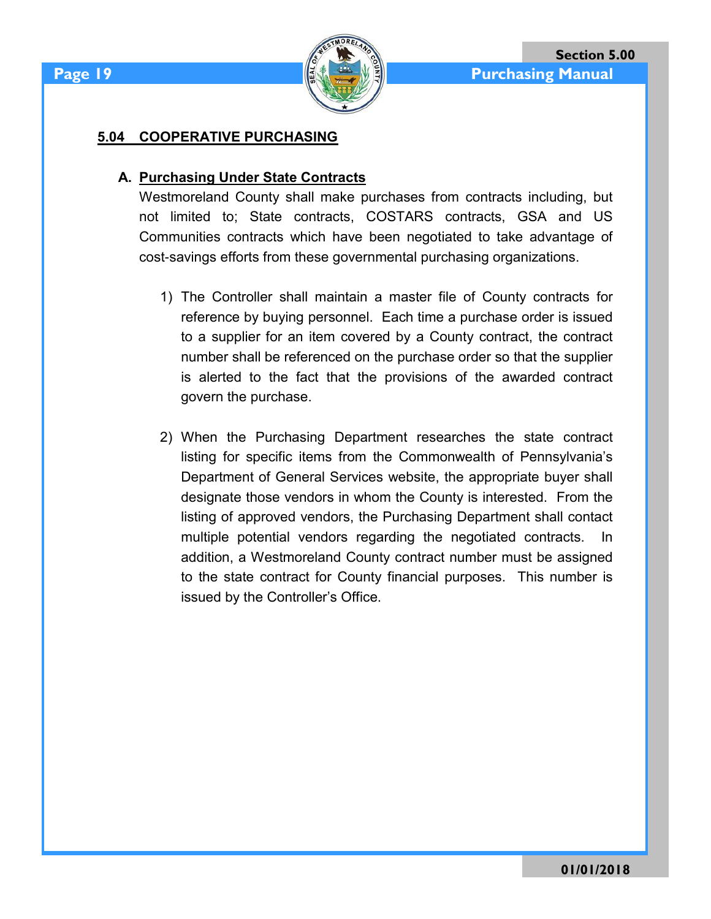## 5.04 COOPERATIVE PURCHASING

### A. Purchasing Under State Contracts

Westmoreland County shall make purchases from contracts including, but not limited to; State contracts, COSTARS contracts, GSA and US Communities contracts which have been negotiated to take advantage of cost-savings efforts from these governmental purchasing organizations.

1) The Controller shall maintain a master file of County contracts for reference by buying personnel. Each time a purchase order is issued to a supplier for an item covered by a County contract, the contract number shall be referenced on the purchase order so that the supplier is alerted to the fact that the provisions of the awarded contract govern the purchase.

2) When the Purchasing Department researches the state contract listing for specific items from the Commonwealth of Pennsylvania's Department of General Services website, the appropriate buyer shall designate those vendors in whom the County is interested. From the listing of approved vendors, the Purchasing Department shall contact multiple potential vendors regarding the negotiated contracts. In addition, a Westmoreland County contract number must be assigned to the state contract for County financial purposes. This number is issued by the Controller's Office.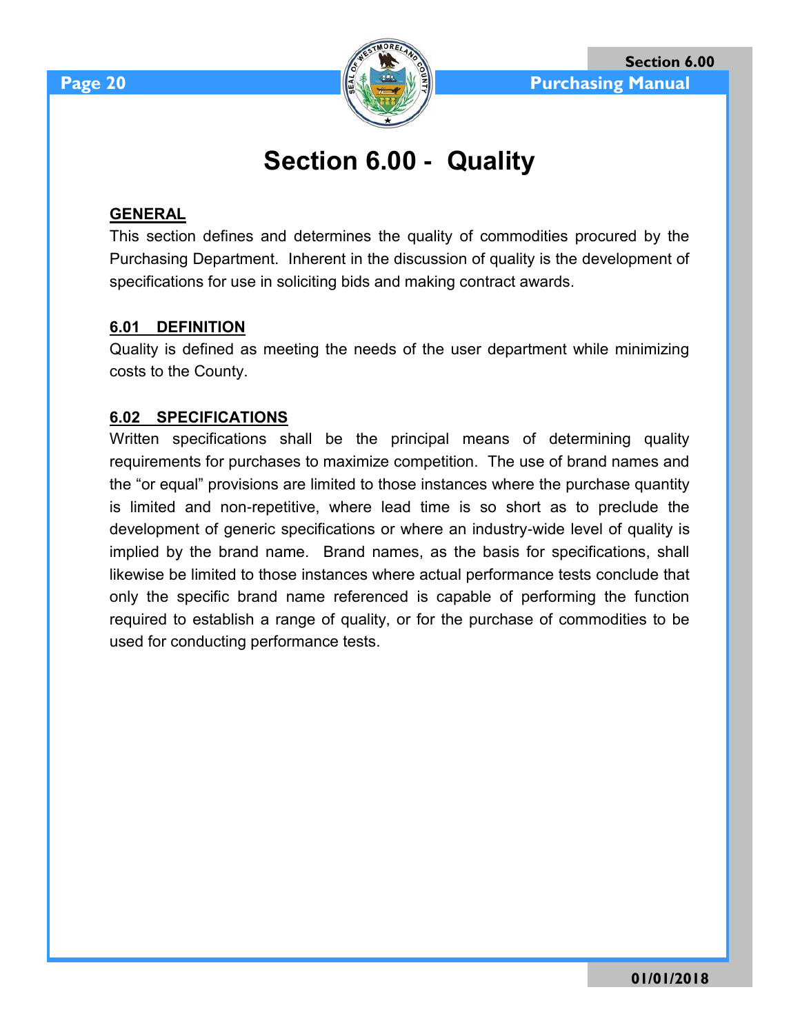# Section 6.00 - Quality

## GENERAL

This section defines and determines the quality of commodities procured by the Purchasing Department. Inherent in the discussion of quality is the development of specifications for use in soliciting bids and making contract awards.

## 6.01 DEFINITION

Quality is defined as meeting the needs of the user department while minimizing costs to the County.

## 6.02 SPECIFICATIONS

Written specifications shall be the principal means of determining quality requirements for purchases to maximize competition. The use of brand names and the “or equal” provisions are limited to those instances where the purchase quantity is limited and non-repetitive, where lead time is so short as to preclude the development of generic specifications or where an industry-wide level of quality is implied by the brand name. Brand names, as the basis for specifications, shall likewise be limited to those instances where actual performance tests conclude that only the specific brand name referenced is capable of performing the function required to establish a range of quality, or for the purchase of commodities to be used for conducting performance tests.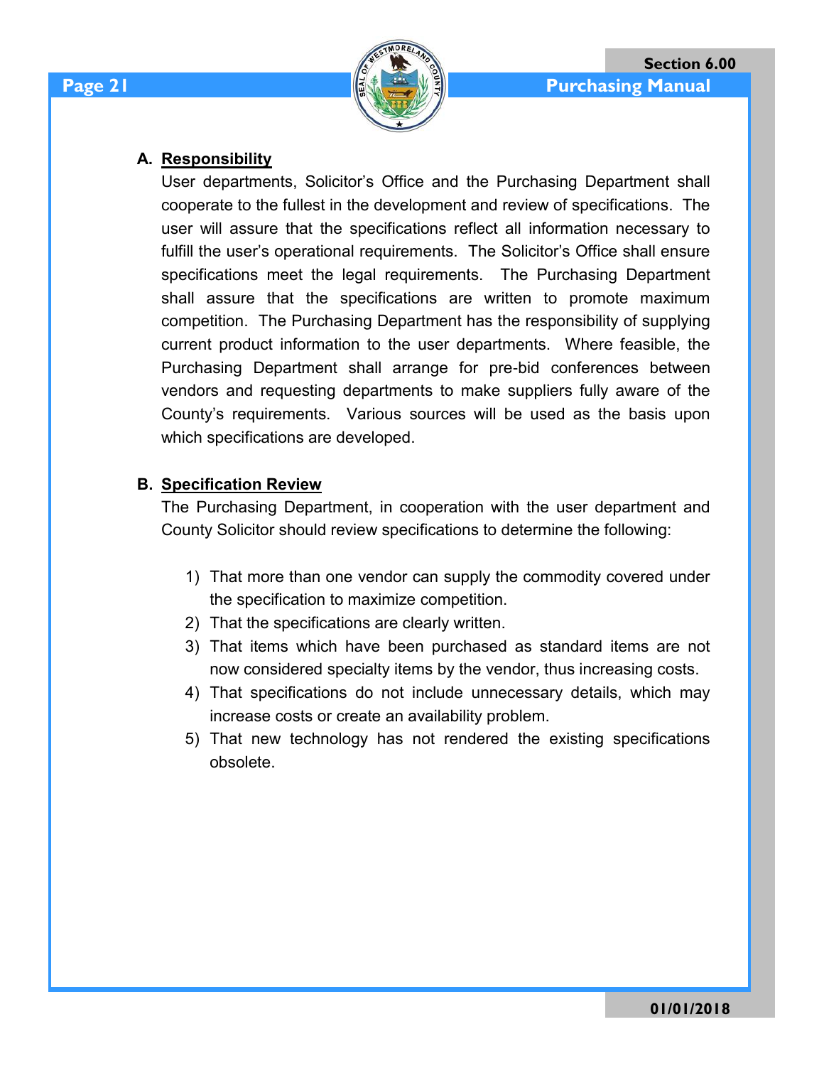**A. Responsibility**

User departments, Solicitor's Office and the Purchasing Department shall cooperate to the fullest in the development and review of specifications. The user will assure that the specifications reflect all information necessary to fulfill the user's operational requirements. The Solicitor's Office shall ensure specifications meet the legal requirements. The Purchasing Department shall assure that the specifications are written to promote maximum competition. The Purchasing Department has the responsibility of supplying current product information to the user departments. Where feasible, the Purchasing Department shall arrange for pre-bid conferences between vendors and requesting departments to make suppliers fully aware of the County's requirements. Various sources will be used as the basis upon which specifications are developed.

**B. Specification Review**

The Purchasing Department, in cooperation with the user department and County Solicitor should review specifications to determine the following:

1) That more than one vendor can supply the commodity covered under the specification to maximize competition.
2) That the specifications are clearly written.
3) That items which have been purchased as standard items are not now considered specialty items by the vendor, thus increasing costs.
4) That specifications do not include unnecessary details, which may increase costs or create an availability problem.
5) That new technology has not rendered the existing specifications obsolete.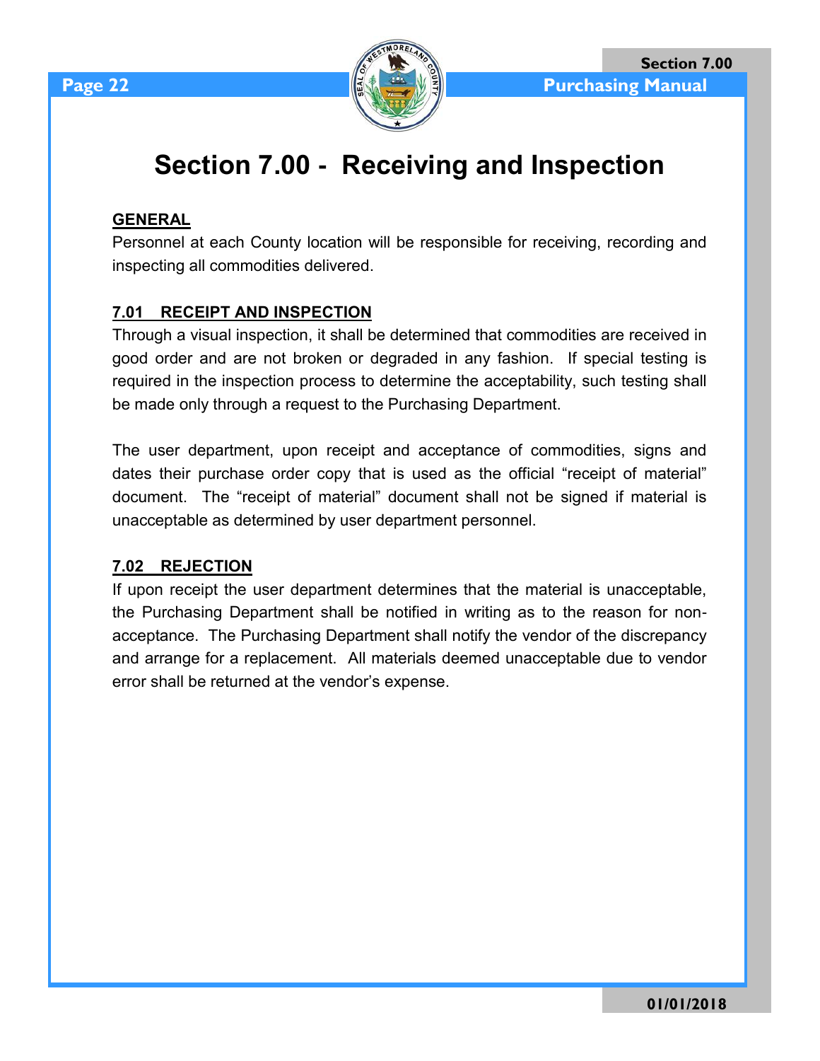# Section 7.00 - Receiving and Inspection

**GENERAL**

Personnel at each County location will be responsible for receiving, recording and inspecting all commodities delivered.

**7.01 RECEIPT AND INSPECTION**

Through a visual inspection, it shall be determined that commodities are received in good order and are not broken or degraded in any fashion. If special testing is required in the inspection process to determine the acceptability, such testing shall be made only through a request to the Purchasing Department.

The user department, upon receipt and acceptance of commodities, signs and dates their purchase order copy that is used as the official "receipt of material" document. The "receipt of material" document shall not be signed if material is unacceptable as determined by user department personnel.

**7.02 REJECTION**

If upon receipt the user department determines that the material is unacceptable, the Purchasing Department shall be notified in writing as to the reason for non-acceptance. The Purchasing Department shall notify the vendor of the discrepancy and arrange for a replacement. All materials deemed unacceptable due to vendor error shall be returned at the vendor's expense.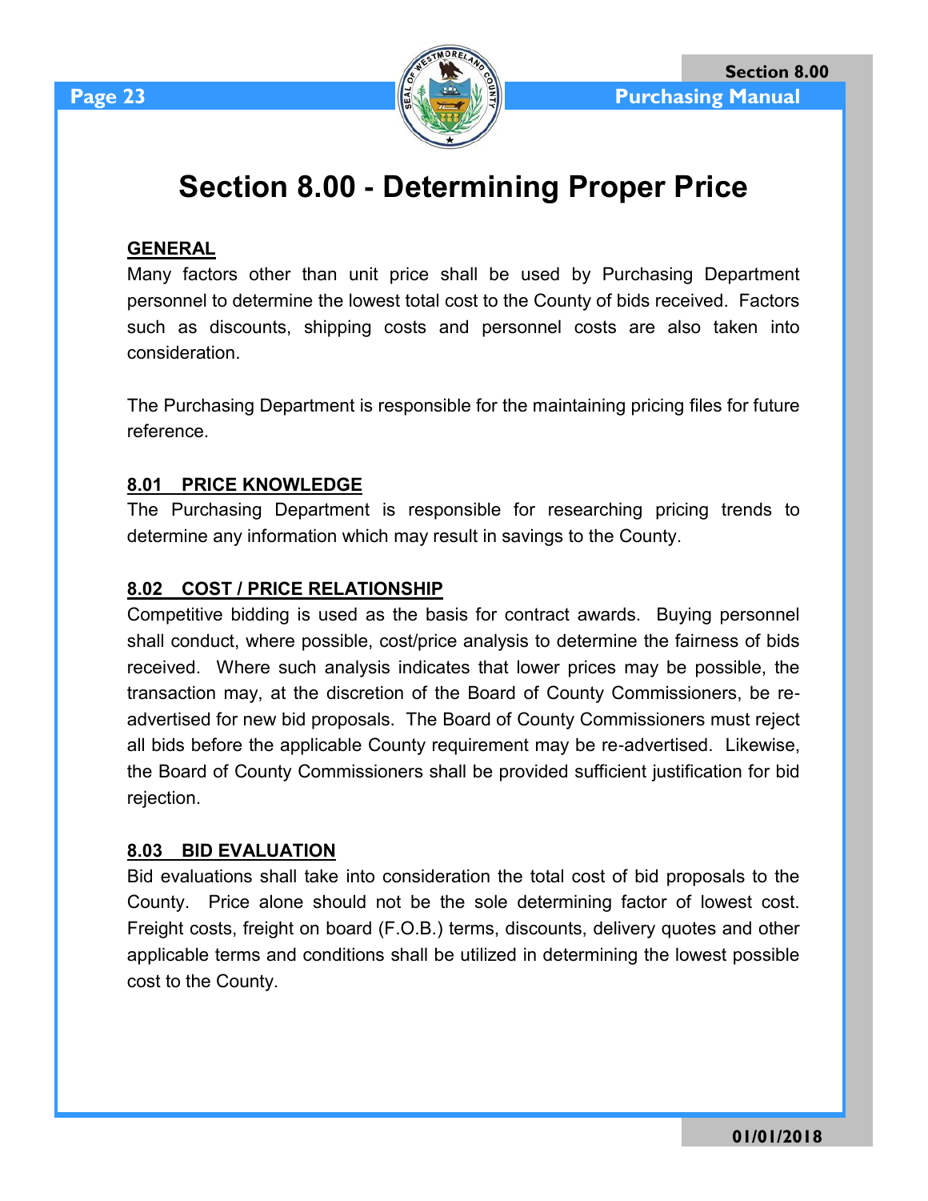# Section 8.00 - Determining Proper Price

**GENERAL**

Many factors other than unit price shall be used by Purchasing Department personnel to determine the lowest total cost to the County of bids received. Factors such as discounts, shipping costs and personnel costs are also taken into consideration.

The Purchasing Department is responsible for the maintaining pricing files for future reference.

**8.01 PRICE KNOWLEDGE**

The Purchasing Department is responsible for researching pricing trends to determine any information which may result in savings to the County.

**8.02 COST / PRICE RELATIONSHIP**

Competitive bidding is used as the basis for contract awards. Buying personnel shall conduct, where possible, cost/price analysis to determine the fairness of bids received. Where such analysis indicates that lower prices may be possible, the transaction may, at the discretion of the Board of County Commissioners, be re-advertised for new bid proposals. The Board of County Commissioners must reject all bids before the applicable County requirement may be re-advertised. Likewise, the Board of County Commissioners shall be provided sufficient justification for bid rejection.

**8.03 BID EVALUATION**

Bid evaluations shall take into consideration the total cost of bid proposals to the County. Price alone should not be the sole determining factor of lowest cost. Freight costs, freight on board (F.O.B.) terms, discounts, delivery quotes and other applicable terms and conditions shall be utilized in determining the lowest possible cost to the County.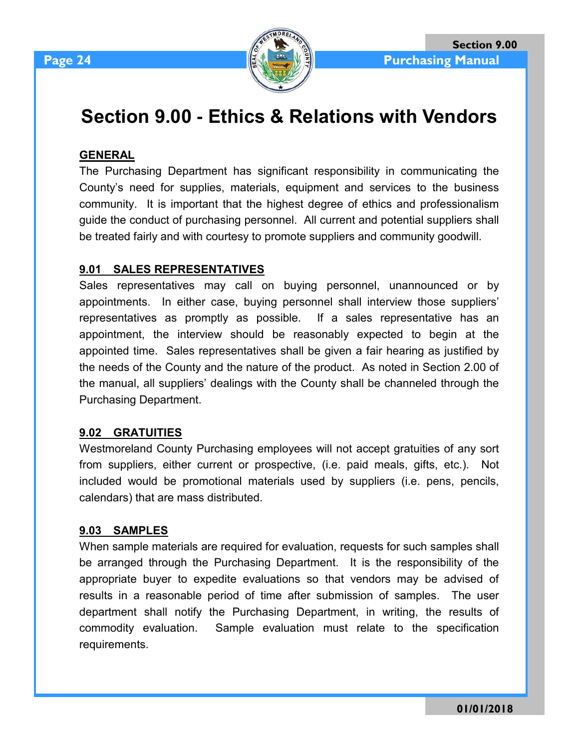# Section 9.00 - Ethics & Relations with Vendors

## GENERAL

The Purchasing Department has significant responsibility in communicating the County's need for supplies, materials, equipment and services to the business community. It is important that the highest degree of ethics and professionalism guide the conduct of purchasing personnel. All current and potential suppliers shall be treated fairly and with courtesy to promote suppliers and community goodwill.

## 9.01 SALES REPRESENTATIVES

Sales representatives may call on buying personnel, unannounced or by appointments. In either case, buying personnel shall interview those suppliers' representatives as promptly as possible. If a sales representative has an appointment, the interview should be reasonably expected to begin at the appointed time. Sales representatives shall be given a fair hearing as justified by the needs of the County and the nature of the product. As noted in Section 2.00 of the manual, all suppliers' dealings with the County shall be channeled through the Purchasing Department.

## 9.02 GRATUITIES

Westmoreland County Purchasing employees will not accept gratuities of any sort from suppliers, either current or prospective, (i.e. paid meals, gifts, etc.). Not included would be promotional materials used by suppliers (i.e. pens, pencils, calendars) that are mass distributed.

## 9.03 SAMPLES

When sample materials are required for evaluation, requests for such samples shall be arranged through the Purchasing Department. It is the responsibility of the appropriate buyer to expedite evaluations so that vendors may be advised of results in a reasonable period of time after submission of samples. The user department shall notify the Purchasing Department, in writing, the results of commodity evaluation. Sample evaluation must relate to the specification requirements.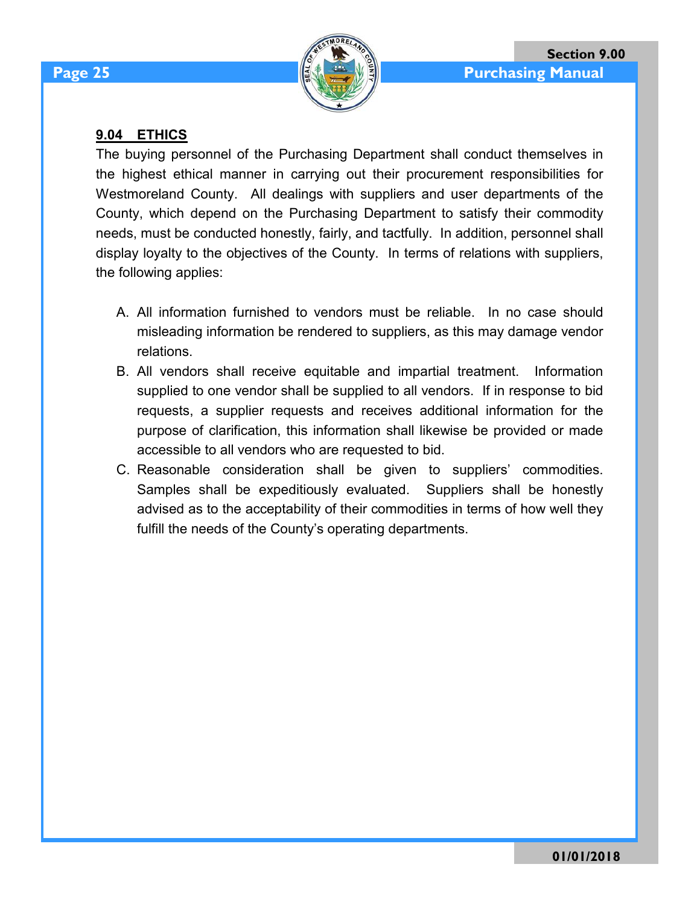## 9.04 ETHICS

The buying personnel of the Purchasing Department shall conduct themselves in the highest ethical manner in carrying out their procurement responsibilities for Westmoreland County. All dealings with suppliers and user departments of the County, which depend on the Purchasing Department to satisfy their commodity needs, must be conducted honestly, fairly, and tactfully. In addition, personnel shall display loyalty to the objectives of the County. In terms of relations with suppliers, the following applies:

A. All information furnished to vendors must be reliable. In no case should misleading information be rendered to suppliers, as this may damage vendor relations.

B. All vendors shall receive equitable and impartial treatment. Information supplied to one vendor shall be supplied to all vendors. If in response to bid requests, a supplier requests and receives additional information for the purpose of clarification, this information shall likewise be provided or made accessible to all vendors who are requested to bid.

C. Reasonable consideration shall be given to suppliers' commodities. Samples shall be expeditiously evaluated. Suppliers shall be honestly advised as to the acceptability of their commodities in terms of how well they fulfill the needs of the County's operating departments.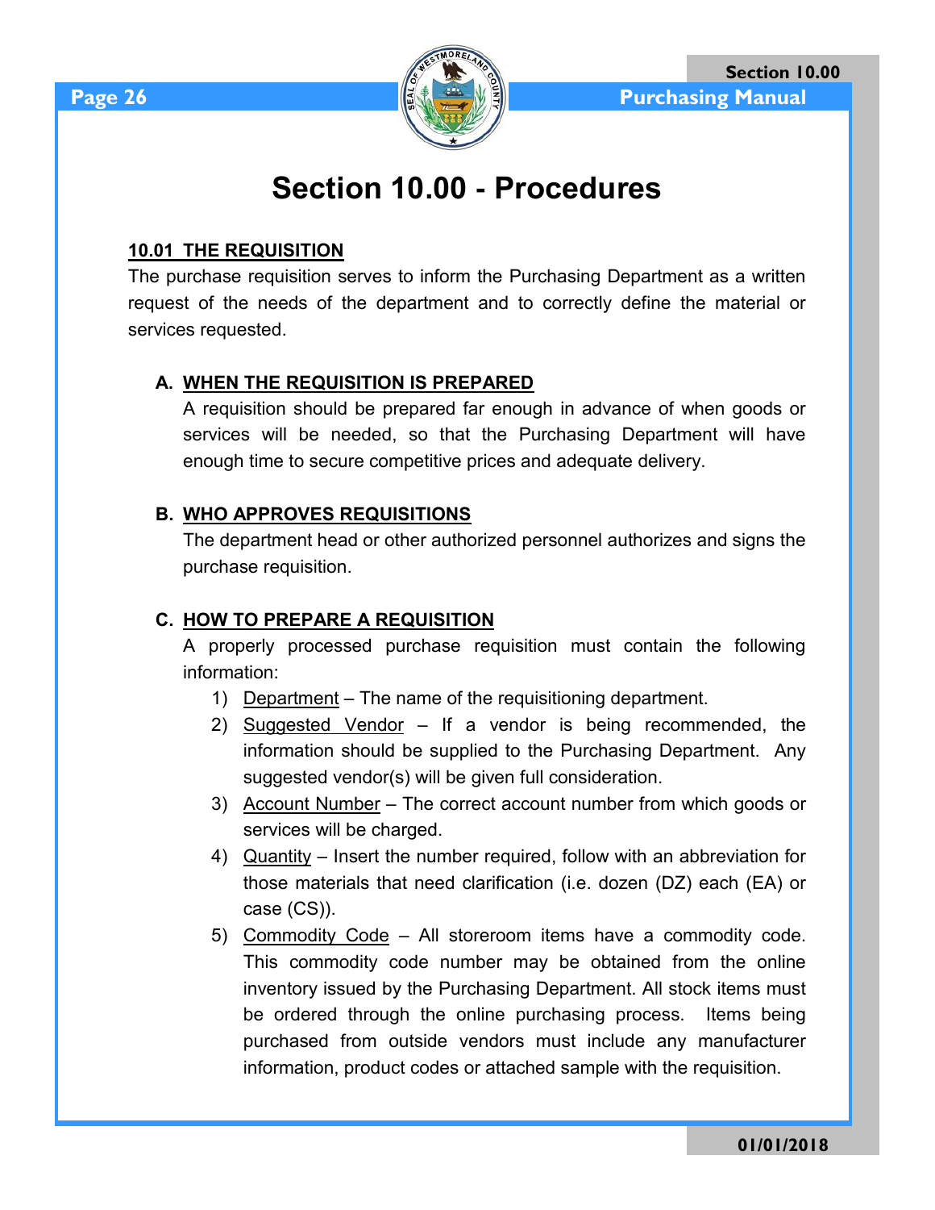# Section 10.00 - Procedures

## 10.01 THE REQUISITION

The purchase requisition serves to inform the Purchasing Department as a written request of the needs of the department and to correctly define the material or services requested.

### A. WHEN THE REQUISITION IS PREPARED

A requisition should be prepared far enough in advance of when goods or services will be needed, so that the Purchasing Department will have enough time to secure competitive prices and adequate delivery.

### B. WHO APPROVES REQUISITIONS

The department head or other authorized personnel authorizes and signs the purchase requisition.

### C. HOW TO PREPARE A REQUISITION

A properly processed purchase requisition must contain the following information:

1) Department – The name of the requisitioning department.
2) Suggested Vendor – If a vendor is being recommended, the information should be supplied to the Purchasing Department. Any suggested vendor(s) will be given full consideration.
3) Account Number – The correct account number from which goods or services will be charged.
4) Quantity – Insert the number required, follow with an abbreviation for those materials that need clarification (i.e. dozen (DZ) each (EA) or case (CS)).
5) Commodity Code – All storeroom items have a commodity code. This commodity code number may be obtained from the online inventory issued by the Purchasing Department. All stock items must be ordered through the online purchasing process. Items being purchased from outside vendors must include any manufacturer information, product codes or attached sample with the requisition.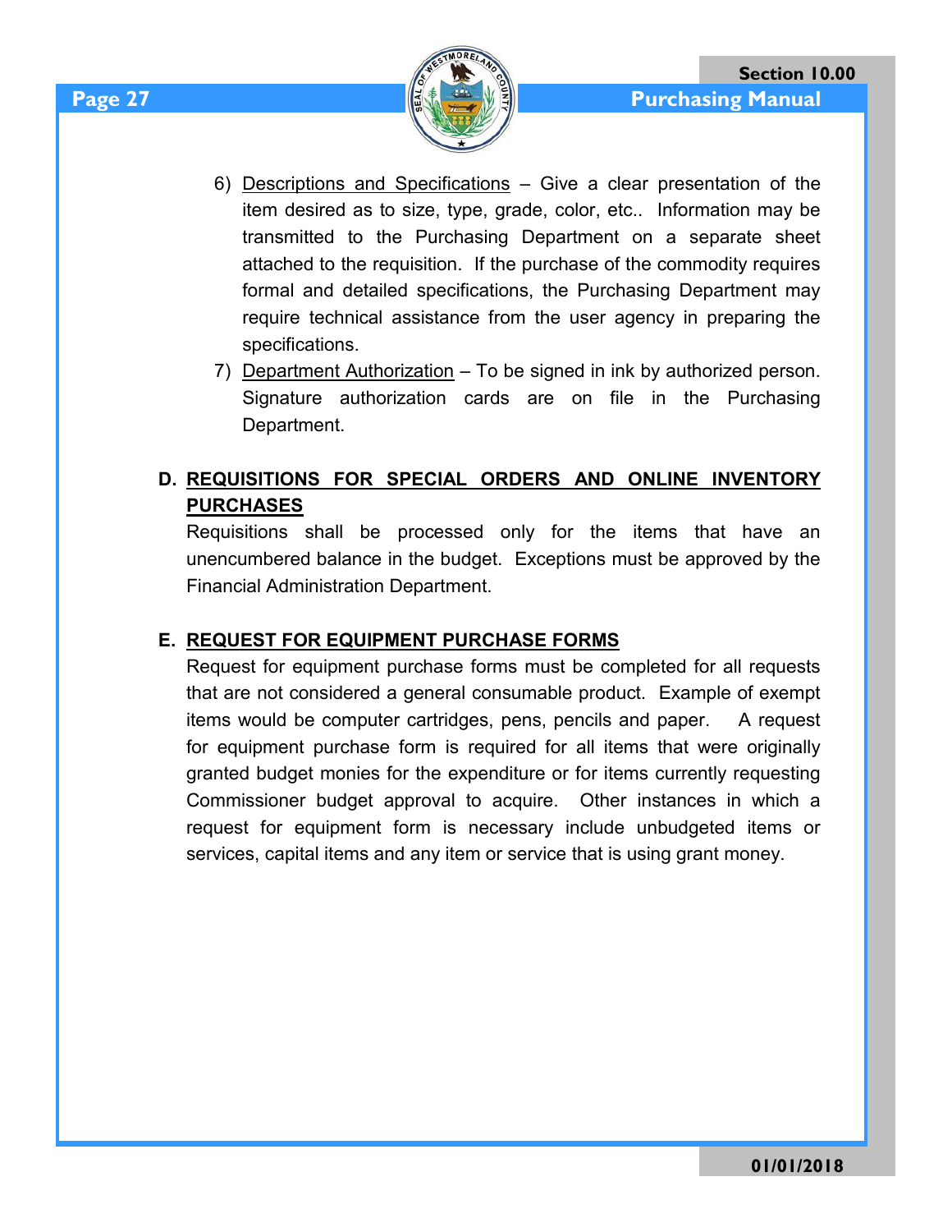6) <u>Descriptions and Specifications</u> – Give a clear presentation of the item desired as to size, type, grade, color, etc.. Information may be transmitted to the Purchasing Department on a separate sheet attached to the requisition. If the purchase of the commodity requires formal and detailed specifications, the Purchasing Department may require technical assistance from the user agency in preparing the specifications.
7) <u>Department Authorization</u> – To be signed in ink by authorized person. Signature authorization cards are on file in the Purchasing Department.

**D. <u>REQUISITIONS FOR SPECIAL ORDERS AND ONLINE INVENTORY PURCHASES</u>**

Requisitions shall be processed only for the items that have an unencumbered balance in the budget. Exceptions must be approved by the Financial Administration Department.

**E. <u>REQUEST FOR EQUIPMENT PURCHASE FORMS</u>**

Request for equipment purchase forms must be completed for all requests that are not considered a general consumable product. Example of exempt items would be computer cartridges, pens, pencils and paper. A request for equipment purchase form is required for all items that were originally granted budget monies for the expenditure or for items currently requesting Commissioner budget approval to acquire. Other instances in which a request for equipment form is necessary include unbudgeted items or services, capital items and any item or service that is using grant money.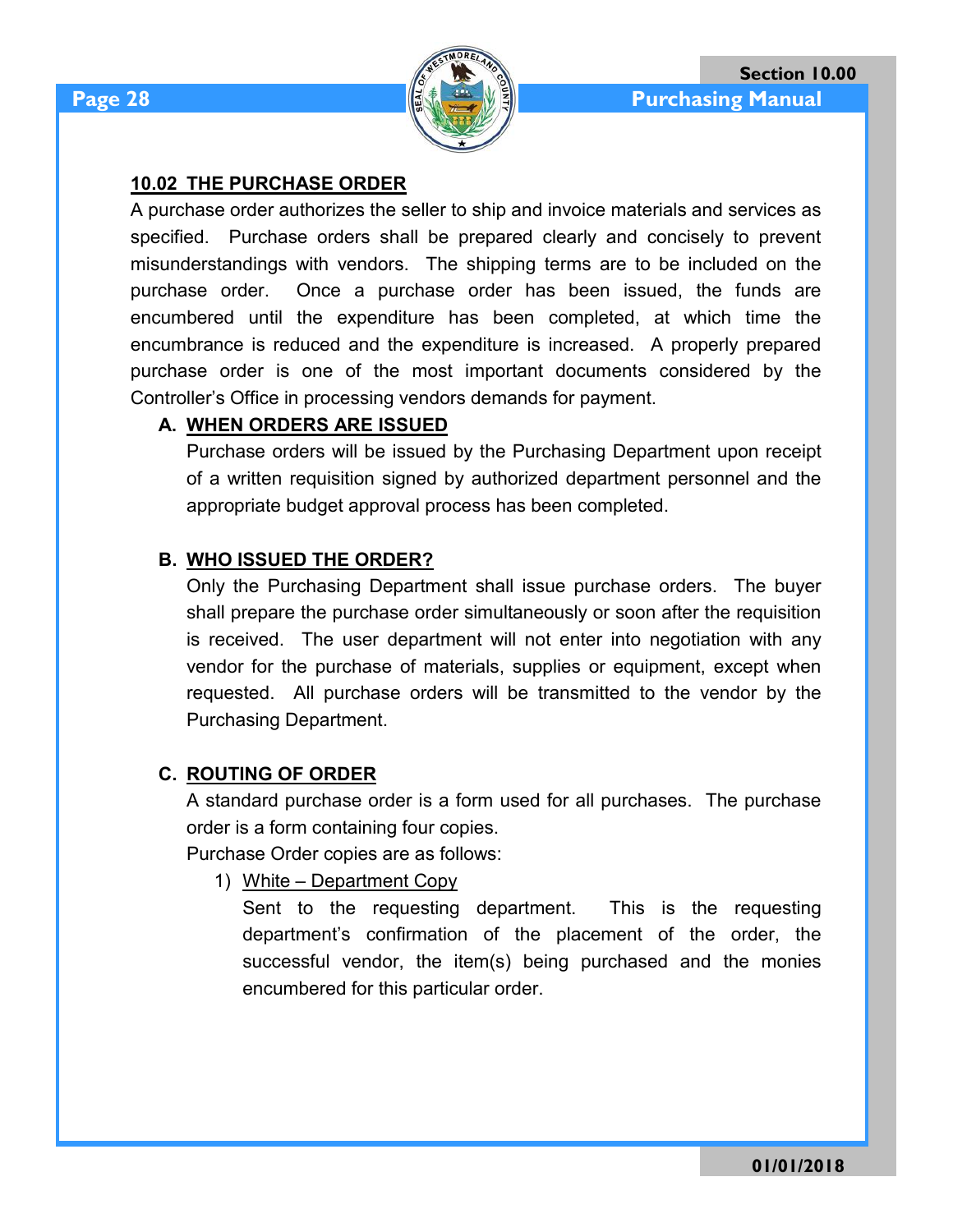## 10.02 THE PURCHASE ORDER

A purchase order authorizes the seller to ship and invoice materials and services as specified. Purchase orders shall be prepared clearly and concisely to prevent misunderstandings with vendors. The shipping terms are to be included on the purchase order. Once a purchase order has been issued, the funds are encumbered until the expenditure has been completed, at which time the encumbrance is reduced and the expenditure is increased. A properly prepared purchase order is one of the most important documents considered by the Controller's Office in processing vendors demands for payment.

### A. WHEN ORDERS ARE ISSUED

Purchase orders will be issued by the Purchasing Department upon receipt of a written requisition signed by authorized department personnel and the appropriate budget approval process has been completed.

### B. WHO ISSUED THE ORDER?

Only the Purchasing Department shall issue purchase orders. The buyer shall prepare the purchase order simultaneously or soon after the requisition is received. The user department will not enter into negotiation with any vendor for the purchase of materials, supplies or equipment, except when requested. All purchase orders will be transmitted to the vendor by the Purchasing Department.

### C. ROUTING OF ORDER

A standard purchase order is a form used for all purchases. The purchase order is a form containing four copies.

Purchase Order copies are as follows:

1) White – Department Copy

   Sent to the requesting department. This is the requesting department's confirmation of the placement of the order, the successful vendor, the item(s) being purchased and the monies encumbered for this particular order.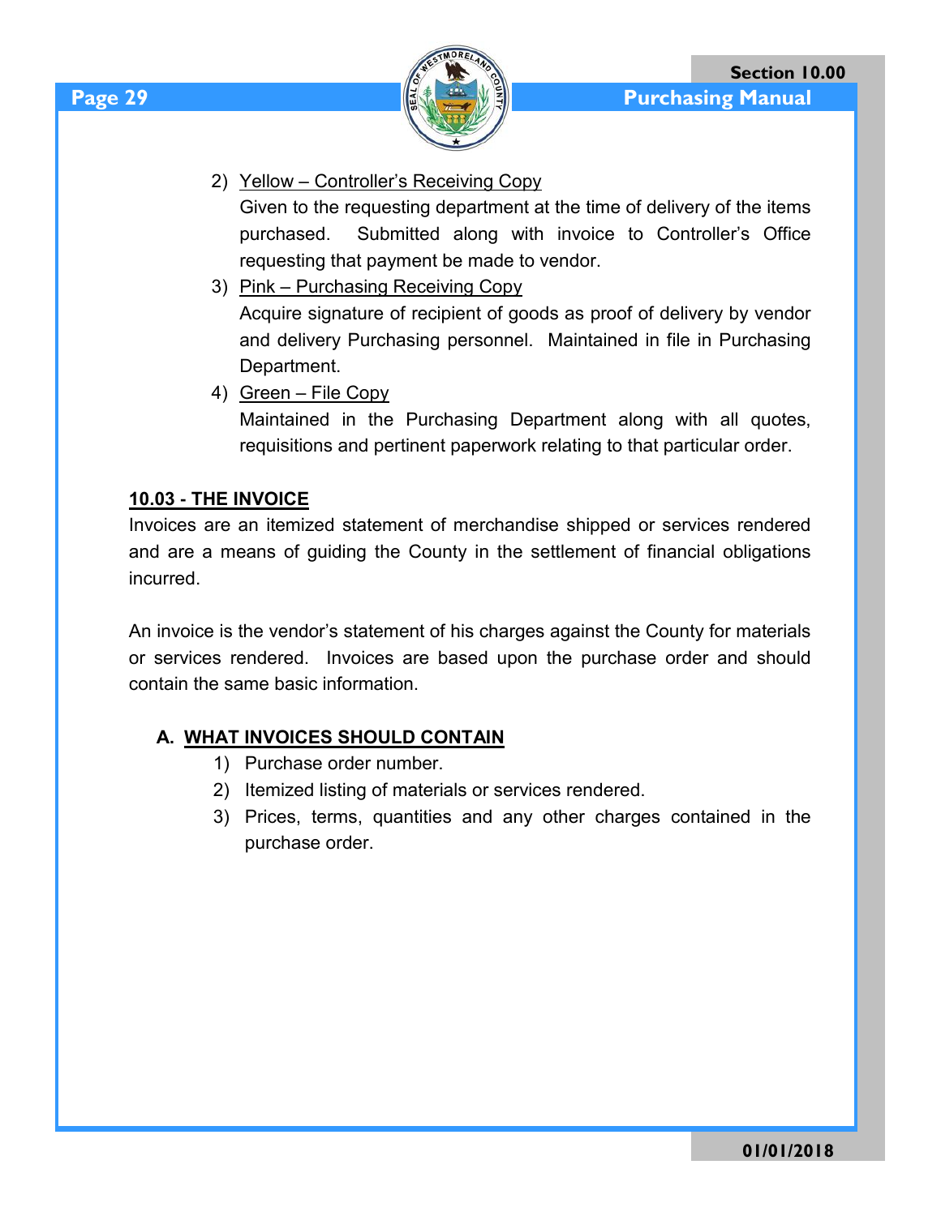2) <u>Yellow – Controller's Receiving Copy</u>
   Given to the requesting department at the time of delivery of the items purchased. Submitted along with invoice to Controller's Office requesting that payment be made to vendor.
3) <u>Pink – Purchasing Receiving Copy</u>
   Acquire signature of recipient of goods as proof of delivery by vendor and delivery Purchasing personnel. Maintained in file in Purchasing Department.
4) <u>Green – File Copy</u>
   Maintained in the Purchasing Department along with all quotes, requisitions and pertinent paperwork relating to that particular order.

## 10.03 - THE INVOICE

Invoices are an itemized statement of merchandise shipped or services rendered and are a means of guiding the County in the settlement of financial obligations incurred.

An invoice is the vendor's statement of his charges against the County for materials or services rendered. Invoices are based upon the purchase order and should contain the same basic information.

### A. WHAT INVOICES SHOULD CONTAIN

1) Purchase order number.
2) Itemized listing of materials or services rendered.
3) Prices, terms, quantities and any other charges contained in the purchase order.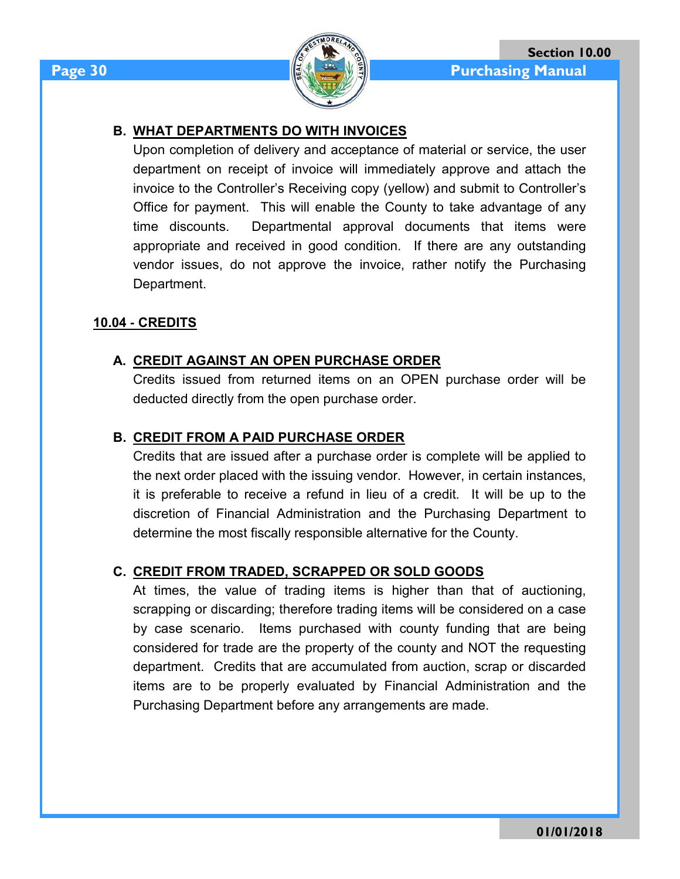### B. WHAT DEPARTMENTS DO WITH INVOICES

Upon completion of delivery and acceptance of material or service, the user department on receipt of invoice will immediately approve and attach the invoice to the Controller's Receiving copy (yellow) and submit to Controller's Office for payment. This will enable the County to take advantage of any time discounts. Departmental approval documents that items were appropriate and received in good condition. If there are any outstanding vendor issues, do not approve the invoice, rather notify the Purchasing Department.

## 10.04 - CREDITS

### A. CREDIT AGAINST AN OPEN PURCHASE ORDER

Credits issued from returned items on an OPEN purchase order will be deducted directly from the open purchase order.

### B. CREDIT FROM A PAID PURCHASE ORDER

Credits that are issued after a purchase order is complete will be applied to the next order placed with the issuing vendor. However, in certain instances, it is preferable to receive a refund in lieu of a credit. It will be up to the discretion of Financial Administration and the Purchasing Department to determine the most fiscally responsible alternative for the County.

### C. CREDIT FROM TRADED, SCRAPPED OR SOLD GOODS

At times, the value of trading items is higher than that of auctioning, scrapping or discarding; therefore trading items will be considered on a case by case scenario. Items purchased with county funding that are being considered for trade are the property of the county and NOT the requesting department. Credits that are accumulated from auction, scrap or discarded items are to be properly evaluated by Financial Administration and the Purchasing Department before any arrangements are made.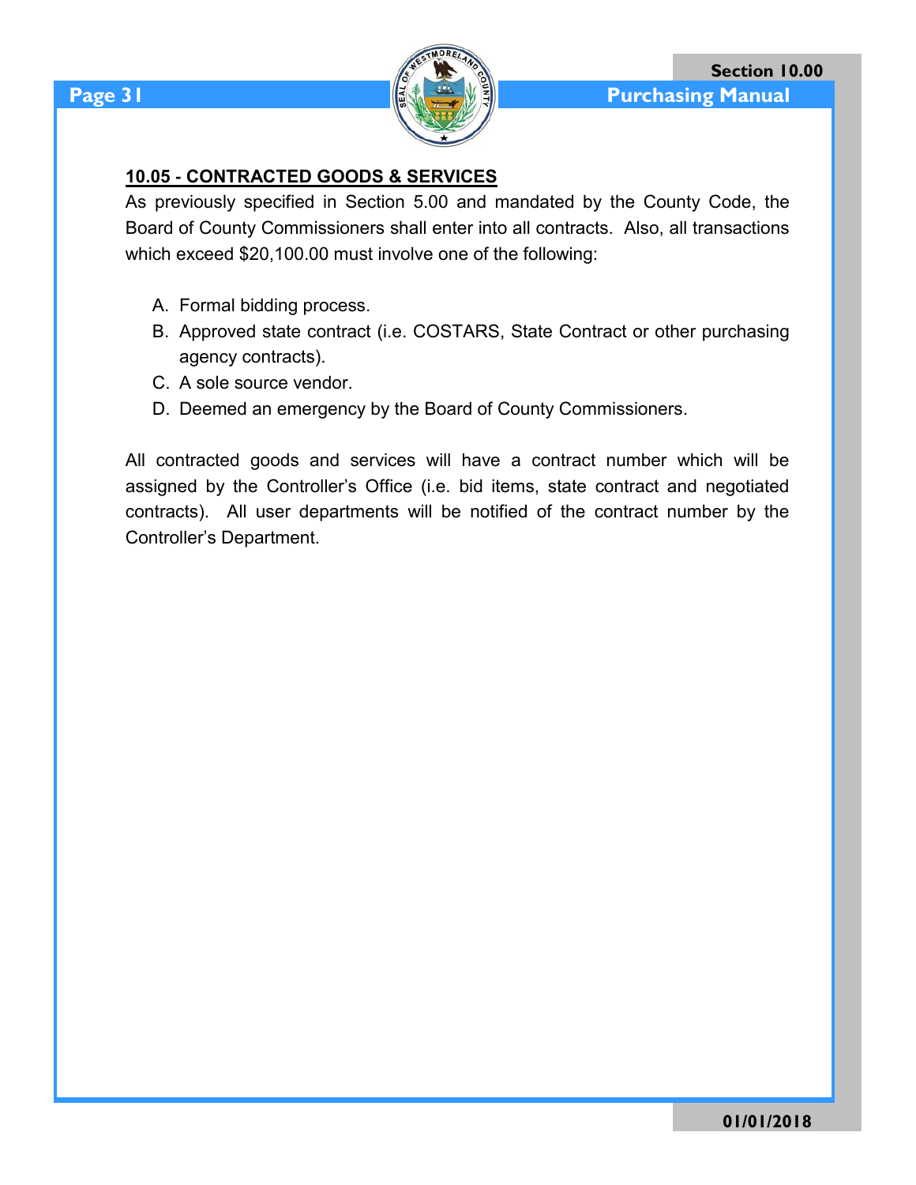## 10.05 - CONTRACTED GOODS & SERVICES

As previously specified in Section 5.00 and mandated by the County Code, the Board of County Commissioners shall enter into all contracts. Also, all transactions which exceed $20,100.00 must involve one of the following:

A. Formal bidding process.
B. Approved state contract (i.e. COSTARS, State Contract or other purchasing agency contracts).
C. A sole source vendor.
D. Deemed an emergency by the Board of County Commissioners.

All contracted goods and services will have a contract number which will be assigned by the Controller's Office (i.e. bid items, state contract and negotiated contracts). All user departments will be notified of the contract number by the Controller's Department.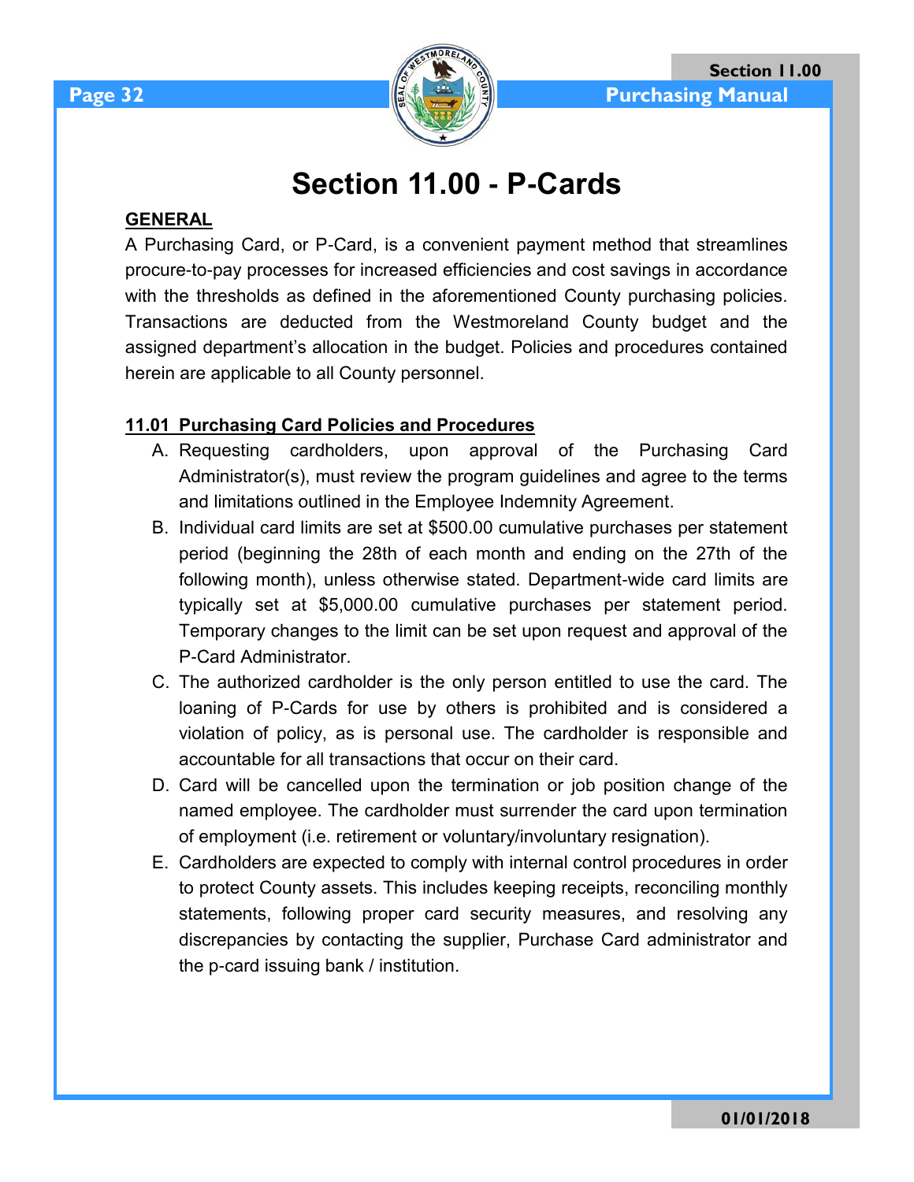# Section 11.00 - P-Cards

**GENERAL**

A Purchasing Card, or P-Card, is a convenient payment method that streamlines procure-to-pay processes for increased efficiencies and cost savings in accordance with the thresholds as defined in the aforementioned County purchasing policies. Transactions are deducted from the Westmoreland County budget and the assigned department's allocation in the budget. Policies and procedures contained herein are applicable to all County personnel.

## 11.01 Purchasing Card Policies and Procedures

A. Requesting cardholders, upon approval of the Purchasing Card Administrator(s), must review the program guidelines and agree to the terms and limitations outlined in the Employee Indemnity Agreement.

B. Individual card limits are set at $500.00 cumulative purchases per statement period (beginning the 28th of each month and ending on the 27th of the following month), unless otherwise stated. Department-wide card limits are typically set at $5,000.00 cumulative purchases per statement period. Temporary changes to the limit can be set upon request and approval of the P-Card Administrator.

C. The authorized cardholder is the only person entitled to use the card. The loaning of P-Cards for use by others is prohibited and is considered a violation of policy, as is personal use. The cardholder is responsible and accountable for all transactions that occur on their card.

D. Card will be cancelled upon the termination or job position change of the named employee. The cardholder must surrender the card upon termination of employment (i.e. retirement or voluntary/involuntary resignation).

E. Cardholders are expected to comply with internal control procedures in order to protect County assets. This includes keeping receipts, reconciling monthly statements, following proper card security measures, and resolving any discrepancies by contacting the supplier, Purchase Card administrator and the p-card issuing bank / institution.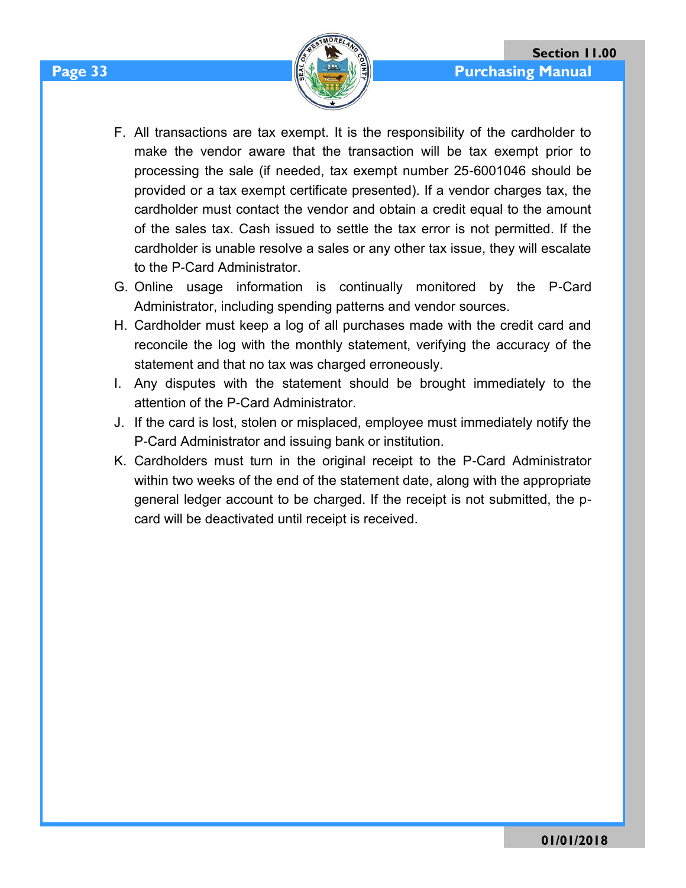F. All transactions are tax exempt. It is the responsibility of the cardholder to make the vendor aware that the transaction will be tax exempt prior to processing the sale (if needed, tax exempt number 25-6001046 should be provided or a tax exempt certificate presented). If a vendor charges tax, the cardholder must contact the vendor and obtain a credit equal to the amount of the sales tax. Cash issued to settle the tax error is not permitted. If the cardholder is unable resolve a sales or any other tax issue, they will escalate to the P-Card Administrator.

G. Online usage information is continually monitored by the P-Card Administrator, including spending patterns and vendor sources.

H. Cardholder must keep a log of all purchases made with the credit card and reconcile the log with the monthly statement, verifying the accuracy of the statement and that no tax was charged erroneously.

I. Any disputes with the statement should be brought immediately to the attention of the P-Card Administrator.

J. If the card is lost, stolen or misplaced, employee must immediately notify the P-Card Administrator and issuing bank or institution.

K. Cardholders must turn in the original receipt to the P-Card Administrator within two weeks of the end of the statement date, along with the appropriate general ledger account to be charged. If the receipt is not submitted, the p-card will be deactivated until receipt is received.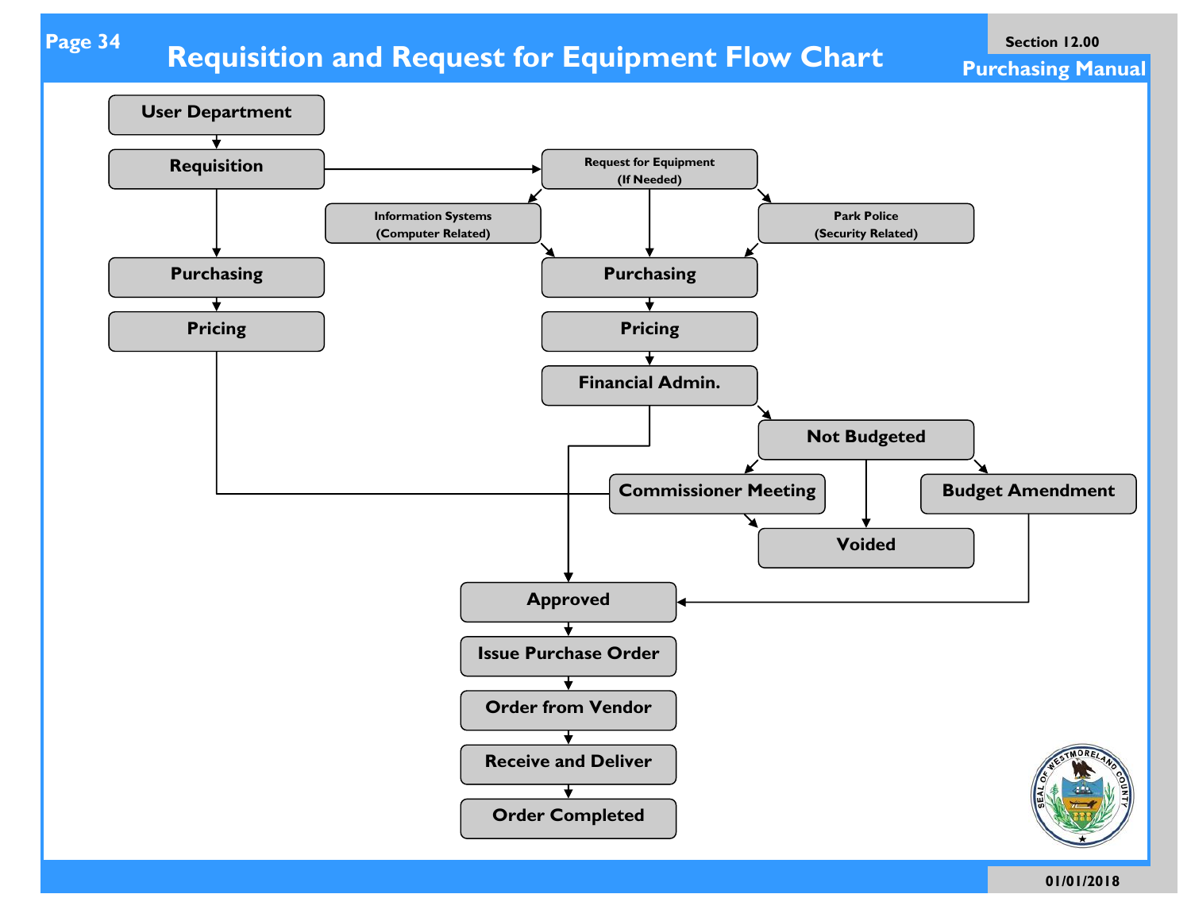# Requisition and Request for Equipment Flow Chart

Section 12.00

Purchasing Manual

User Department

Requisition

Request for Equipment
(If Needed)

Information Systems
(Computer Related)

Park Police
(Security Related)

Purchasing

Purchasing

Pricing

Pricing

Financial Admin.

Not Budgeted

Commissioner Meeting

Budget Amendment

Voided

Approved

Issue Purchase Order

Order from Vendor

Receive and Deliver

Order Completed

01/01/2018